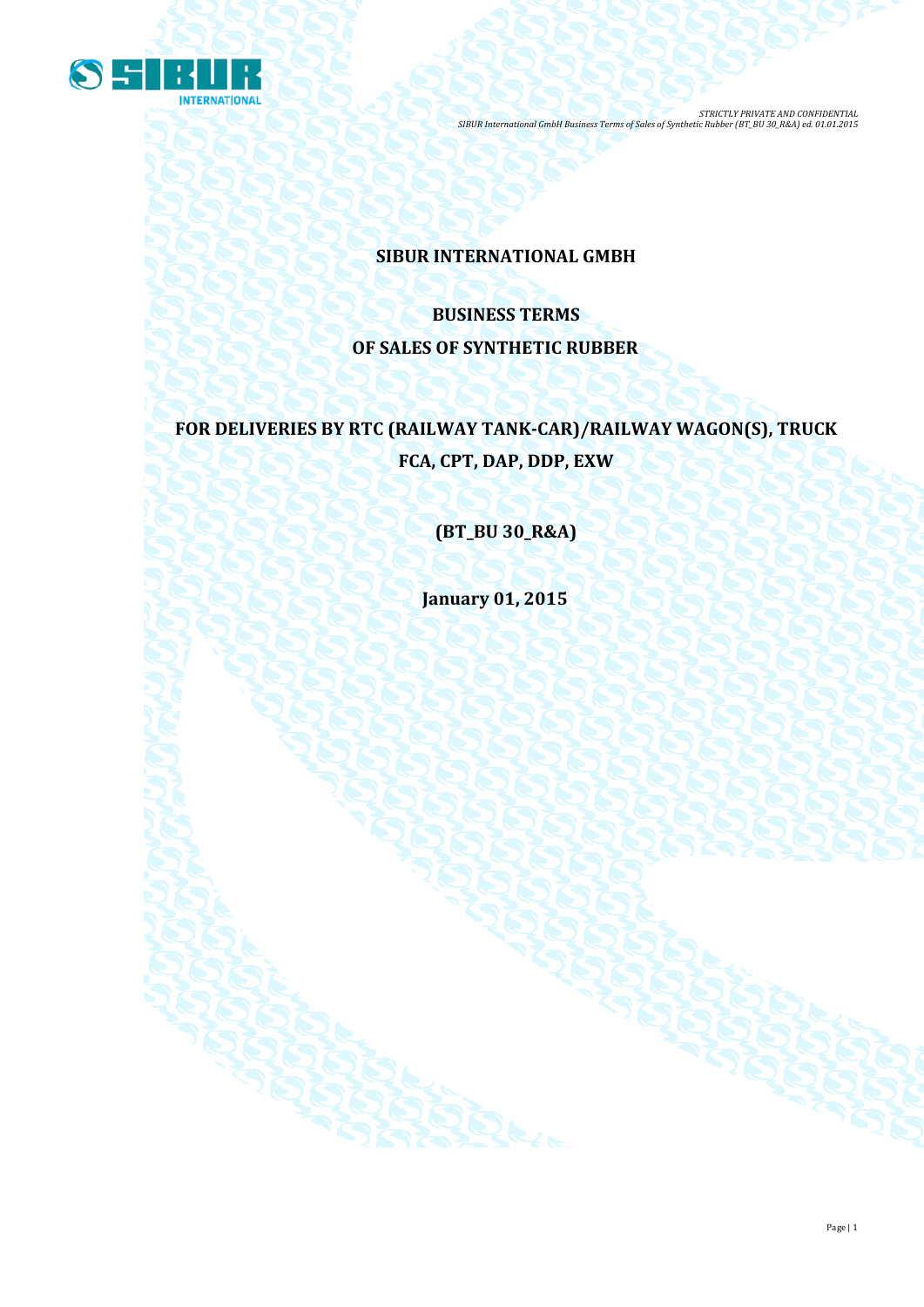# SIBUR INTERNATIONAL GMBH

## BUSINESS TERMS

## OF SALES OF SYNTHETIC RUBBER

## FOR DELIVERIES BY RTC (RAILWAY TANK-CAR)/RAILWAY WAGON(S), TRUCK FCA, CPT, DAP, DDP, EXW

**(BT_BU 30_R&A)**

**January 01, 2015**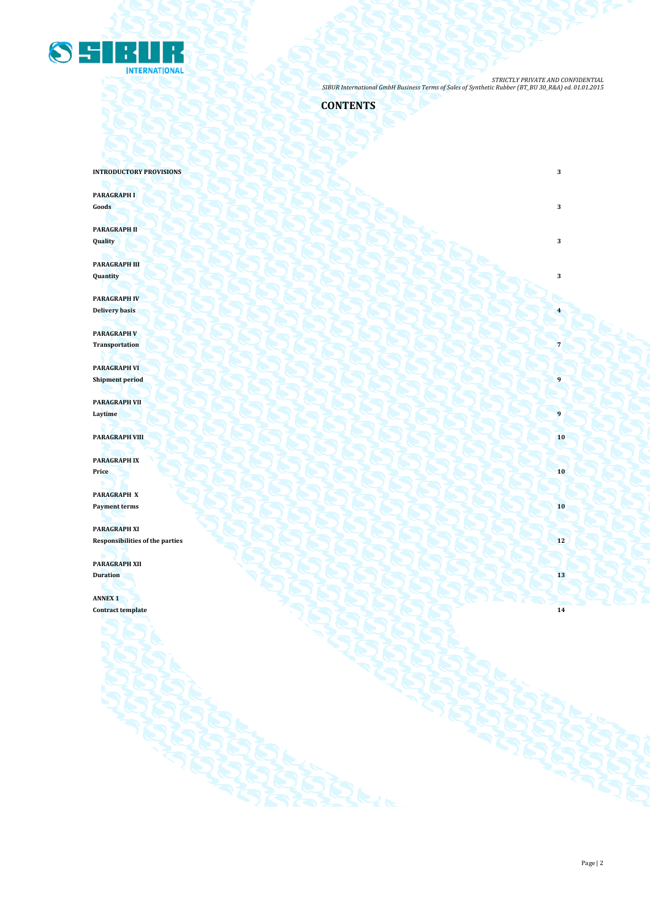# CONTENTS

| | |
|---|---|
| **INTRODUCTORY PROVISIONS** | **3** |
| **PARAGRAPH I**<br>**Goods** | **3** |
| **PARAGRAPH II**<br>**Quality** | **3** |
| **PARAGRAPH III**<br>**Quantity** | **3** |
| **PARAGRAPH IV**<br>**Delivery basis** | **4** |
| **PARAGRAPH V**<br>**Transportation** | **7** |
| **PARAGRAPH VI**<br>**Shipment period** | **9** |
| **PARAGRAPH VII**<br>**Laytime** | **9** |
| **PARAGRAPH VIII** | **10** |
| **PARAGRAPH IX**<br>**Price** | **10** |
| **PARAGRAPH X**<br>**Payment terms** | **10** |
| **PARAGRAPH XI**<br>**Responsibilities of the parties** | **12** |
| **PARAGRAPH XII**<br>**Duration** | **13** |
| **ANNEX 1**<br>**Contract template** | **14** |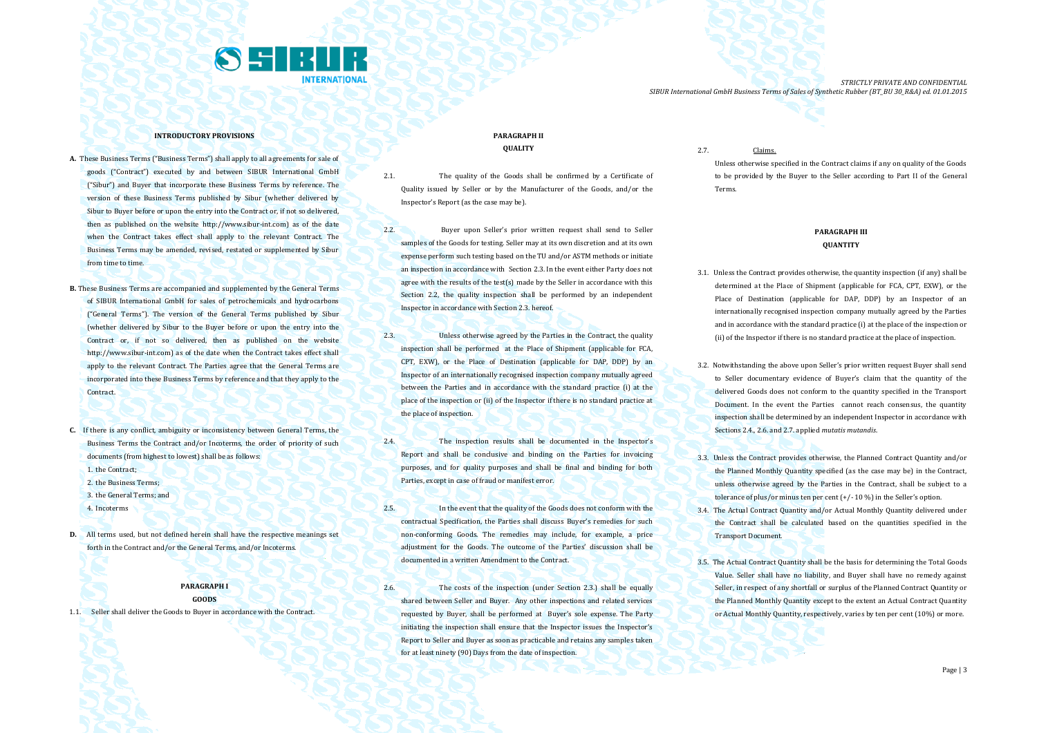## INTRODUCTORY PROVISIONS

**A.** These Business Terms ("Business Terms") shall apply to all agreements for sale of goods ("Contract") executed by and between SIBUR International GmbH ("Sibur") and Buyer that incorporate these Business Terms by reference. The version of these Business Terms published by Sibur (whether delivered by Sibur to Buyer before or upon the entry into the Contract or, if not so delivered, then as published on the website http://www.sibur-int.com) as of the date when the Contract takes effect shall apply to the relevant Contract. The Business Terms may be amended, revised, restated or supplemented by Sibur from time to time.

**B.** These Business Terms are accompanied and supplemented by the General Terms of SIBUR International GmbH for sales of petrochemicals and hydrocarbons ("General Terms"). The version of the General Terms published by Sibur (whether delivered by Sibur to the Buyer before or upon the entry into the Contract or, if not so delivered, then as published on the website http://www.sibur-int.com) as of the date when the Contract takes effect shall apply to the relevant Contract. The Parties agree that the General Terms are incorporated into these Business Terms by reference and that they apply to the Contract.

**C.** If there is any conflict, ambiguity or inconsistency between General Terms, the Business Terms the Contract and/or Incoterms, the order of priority of such documents (from highest to lowest) shall be as follows:

1. the Contract;
2. the Business Terms;
3. the General Terms; and
4. Incoterms

**D.** All terms used, but not defined herein shall have the respective meanings set forth in the Contract and/or the General Terms, and/or Incoterms.

## PARAGRAPH I
## GOODS

1.1. Seller shall deliver the Goods to Buyer in accordance with the Contract.

## PARAGRAPH II
## QUALITY

2.1. The quality of the Goods shall be confirmed by a Certificate of Quality issued by Seller or by the Manufacturer of the Goods, and/or the Inspector's Report (as the case may be).

2.2. Buyer upon Seller's prior written request shall send to Seller samples of the Goods for testing. Seller may at its own discretion and at its own expense perform such testing based on the TU and/or ASTM methods or initiate an inspection in accordance with Section 2.3. In the event either Party does not agree with the results of the test(s) made by the Seller in accordance with this Section 2.2, the quality inspection shall be performed by an independent Inspector in accordance with Section 2.3. hereof.

2.3. Unless otherwise agreed by the Parties in the Contract, the quality inspection shall be performed at the Place of Shipment (applicable for FCA, CPT, EXW), or the Place of Destination (applicable for DAP, DDP) by an Inspector of an internationally recognised inspection company mutually agreed between the Parties and in accordance with the standard practice (i) at the place of the inspection or (ii) of the Inspector if there is no standard practice at the place of inspection.

2.4. The inspection results shall be documented in the Inspector's Report and shall be conclusive and binding on the Parties for invoicing purposes, and for quality purposes and shall be final and binding for both Parties, except in case of fraud or manifest error.

2.5. In the event that the quality of the Goods does not conform with the contractual Specification, the Parties shall discuss Buyer's remedies for such non-conforming Goods. The remedies may include, for example, a price adjustment for the Goods. The outcome of the Parties' discussion shall be documented in a written Amendment to the Contract.

2.6. The costs of the inspection (under Section 2.3.) shall be equally shared between Seller and Buyer. Any other inspections and related services requested by Buyer, shall be performed at Buyer's sole expense. The Party initiating the inspection shall ensure that the Inspector issues the Inspector's Report to Seller and Buyer as soon as practicable and retains any samples taken for at least ninety (90) Days from the date of inspection.

2.7. Claims.

Unless otherwise specified in the Contract claims if any on quality of the Goods to be provided by the Buyer to the Seller according to Part II of the General Terms.

## PARAGRAPH III
## QUANTITY

3.1. Unless the Contract provides otherwise, the quantity inspection (if any) shall be determined at the Place of Shipment (applicable for FCA, CPT, EXW), or the Place of Destination (applicable for DAP, DDP) by an Inspector of an internationally recognised inspection company mutually agreed by the Parties and in accordance with the standard practice (i) at the place of the inspection or (ii) of the Inspector if there is no standard practice at the place of inspection.

3.2. Notwithstanding the above upon Seller's prior written request Buyer shall send to Seller documentary evidence of Buyer's claim that the quantity of the delivered Goods does not conform to the quantity specified in the Transport Document. In the event the Parties cannot reach consensus, the quantity inspection shall be determined by an independent Inspector in accordance with Sections 2.4., 2.6. and 2.7. applied *mutatis mutandis*.

3.3. Unless the Contract provides otherwise, the Planned Contract Quantity and/or the Planned Monthly Quantity specified (as the case may be) in the Contract, unless otherwise agreed by the Parties in the Contract, shall be subject to a tolerance of plus/or minus ten per cent (+/- 10 %) in the Seller's option.

3.4. The Actual Contract Quantity and/or Actual Monthly Quantity delivered under the Contract shall be calculated based on the quantities specified in the Transport Document.

3.5. The Actual Contract Quantity shall be the basis for determining the Total Goods Value. Seller shall have no liability, and Buyer shall have no remedy against Seller, in respect of any shortfall or surplus of the Planned Contract Quantity or the Planned Monthly Quantity except to the extent an Actual Contract Quantity or Actual Monthly Quantity, respectively, varies by ten per cent (10%) or more.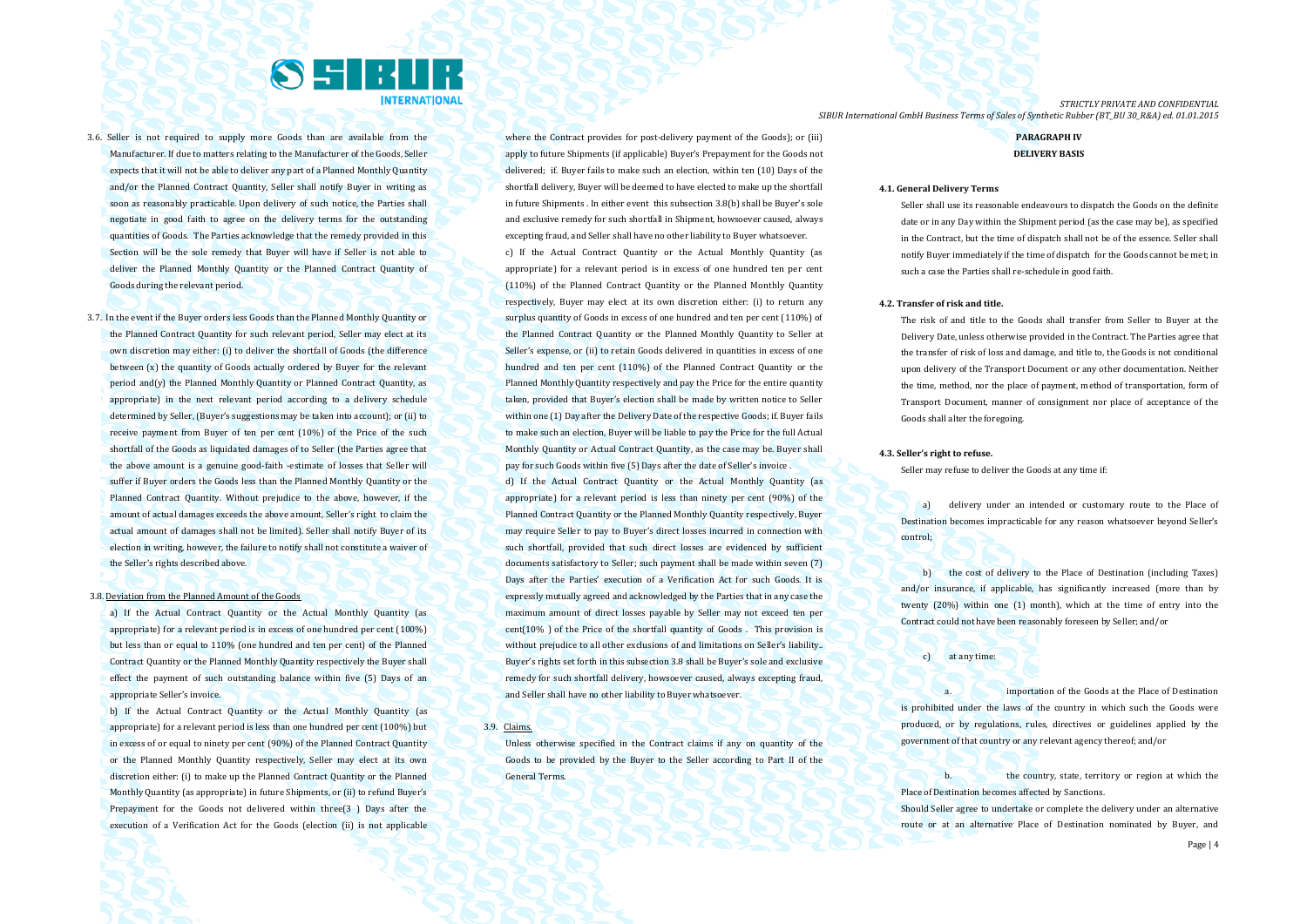3.6. Seller is not required to supply more Goods than are available from the Manufacturer. If due to matters relating to the Manufacturer of the Goods, Seller expects that it will not be able to deliver any part of a Planned Monthly Quantity and/or the Planned Contract Quantity, Seller shall notify Buyer in writing as soon as reasonably practicable. Upon delivery of such notice, the Parties shall negotiate in good faith to agree on the delivery terms for the outstanding quantities of Goods. The Parties acknowledge that the remedy provided in this Section will be the sole remedy that Buyer will have if Seller is not able to deliver the Planned Monthly Quantity or the Planned Contract Quantity of Goods during the relevant period.

3.7. In the event if the Buyer orders less Goods than the Planned Monthly Quantity or the Planned Contract Quantity for such relevant period, Seller may elect at its own discretion may either: (i) to deliver the shortfall of Goods (the difference between (x) the quantity of Goods actually ordered by Buyer for the relevant period and(y) the Planned Monthly Quantity or Planned Contract Quantity, as appropriate) in the next relevant period according to a delivery schedule determined by Seller, (Buyer's suggestions may be taken into account); or (ii) to receive payment from Buyer of ten per cent (10%) of the Price of the such shortfall of the Goods as liquidated damages of to Seller (the Parties agree that the above amount is a genuine good-faith -estimate of losses that Seller will suffer if Buyer orders the Goods less than the Planned Monthly Quantity or the Planned Contract Quantity. Without prejudice to the above, however, if the amount of actual damages exceeds the above amount, Seller's right to claim the actual amount of damages shall not be limited). Seller shall notify Buyer of its election in writing, however, the failure to notify shall not constitute a waiver of the Seller's rights described above.

3.8. Deviation from the Planned Amount of the Goods

a) If the Actual Contract Quantity or the Actual Monthly Quantity (as appropriate) for a relevant period is in excess of one hundred per cent (100%) but less than or equal to 110% (one hundred and ten per cent) of the Planned Contract Quantity or the Planned Monthly Quantity respectively the Buyer shall effect the payment of such outstanding balance within five (5) Days of an appropriate Seller's invoice.

b) If the Actual Contract Quantity or the Actual Monthly Quantity (as appropriate) for a relevant period is less than one hundred per cent (100%) but in excess of or equal to ninety per cent (90%) of the Planned Contract Quantity or the Planned Monthly Quantity respectively, Seller may elect at its own discretion either: (i) to make up the Planned Contract Quantity or the Planned Monthly Quantity (as appropriate) in future Shipments, or (ii) to refund Buyer's Prepayment for the Goods not delivered within three(3 ) Days after the execution of a Verification Act for the Goods (election (ii) is not applicable where the Contract provides for post-delivery payment of the Goods); or (iii) apply to future Shipments (if applicable) Buyer's Prepayment for the Goods not delivered; if. Buyer fails to make such an election, within ten (10) Days of the shortfall delivery, Buyer will be deemed to have elected to make up the shortfall in future Shipments . In either event this subsection 3.8(b) shall be Buyer's sole and exclusive remedy for such shortfall in Shipment, howsoever caused, always excepting fraud, and Seller shall have no other liability to Buyer whatsoever.

c) If the Actual Contract Quantity or the Actual Monthly Quantity (as appropriate) for a relevant period is in excess of one hundred ten per cent (110%) of the Planned Contract Quantity or the Planned Monthly Quantity respectively, Buyer may elect at its own discretion either: (i) to return any surplus quantity of Goods in excess of one hundred and ten per cent (110%) of the Planned Contract Quantity or the Planned Monthly Quantity to Seller at Seller's expense, or (ii) to retain Goods delivered in quantities in excess of one hundred and ten per cent (110%) of the Planned Contract Quantity or the Planned Monthly Quantity respectively and pay the Price for the entire quantity taken, provided that Buyer's election shall be made by written notice to Seller within one (1) Day after the Delivery Date of the respective Goods; if. Buyer fails to make such an election, Buyer will be liable to pay the Price for the full Actual Monthly Quantity or Actual Contract Quantity, as the case may be. Buyer shall pay for such Goods within five (5) Days after the date of Seller's invoice .

d) If the Actual Contract Quantity or the Actual Monthly Quantity (as appropriate) for a relevant period is less than ninety per cent (90%) of the Planned Contract Quantity or the Planned Monthly Quantity respectively, Buyer may require Seller to pay to Buyer's direct losses incurred in connection with such shortfall, provided that such direct losses are evidenced by sufficient documents satisfactory to Seller; such payment shall be made within seven (7) Days after the Parties' execution of a Verification Act for such Goods. It is expressly mutually agreed and acknowledged by the Parties that in any case the maximum amount of direct losses payable by Seller may not exceed ten per cent(10% ) of the Price of the shortfall quantity of Goods . This provision is without prejudice to all other exclusions of and limitations on Seller's liability.. Buyer's rights set forth in this subsection 3.8 shall be Buyer's sole and exclusive remedy for such shortfall delivery, howsoever caused, always excepting fraud, and Seller shall have no other liability to Buyer whatsoever.

3.9. Claims.

Unless otherwise specified in the Contract claims if any on quantity of the Goods to be provided by the Buyer to the Seller according to Part II of the General Terms.

**PARAGRAPH IV**

**DELIVERY BASIS**

**4.1. General Delivery Terms**

Seller shall use its reasonable endeavours to dispatch the Goods on the definite date or in any Day within the Shipment period (as the case may be), as specified in the Contract, but the time of dispatch shall not be of the essence. Seller shall notify Buyer immediately if the time of dispatch for the Goods cannot be met; in such a case the Parties shall re-schedule in good faith.

**4.2. Transfer of risk and title.**

The risk of and title to the Goods shall transfer from Seller to Buyer at the Delivery Date, unless otherwise provided in the Contract. The Parties agree that the transfer of risk of loss and damage, and title to, the Goods is not conditional upon delivery of the Transport Document or any other documentation. Neither the time, method, nor the place of payment, method of transportation, form of Transport Document, manner of consignment nor place of acceptance of the Goods shall alter the foregoing.

**4.3. Seller's right to refuse.**

Seller may refuse to deliver the Goods at any time if:

a) delivery under an intended or customary route to the Place of Destination becomes impracticable for any reason whatsoever beyond Seller's control;

b) the cost of delivery to the Place of Destination (including Taxes) and/or insurance, if applicable, has significantly increased (more than by twenty (20%) within one (1) month), which at the time of entry into the Contract could not have been reasonably foreseen by Seller; and/or

c) at any time:

a. importation of the Goods at the Place of Destination is prohibited under the laws of the country in which such the Goods were produced, or by regulations, rules, directives or guidelines applied by the government of that country or any relevant agency thereof; and/or

b. the country, state, territory or region at which the Place of Destination becomes affected by Sanctions.

Should Seller agree to undertake or complete the delivery under an alternative route or at an alternative Place of Destination nominated by Buyer, and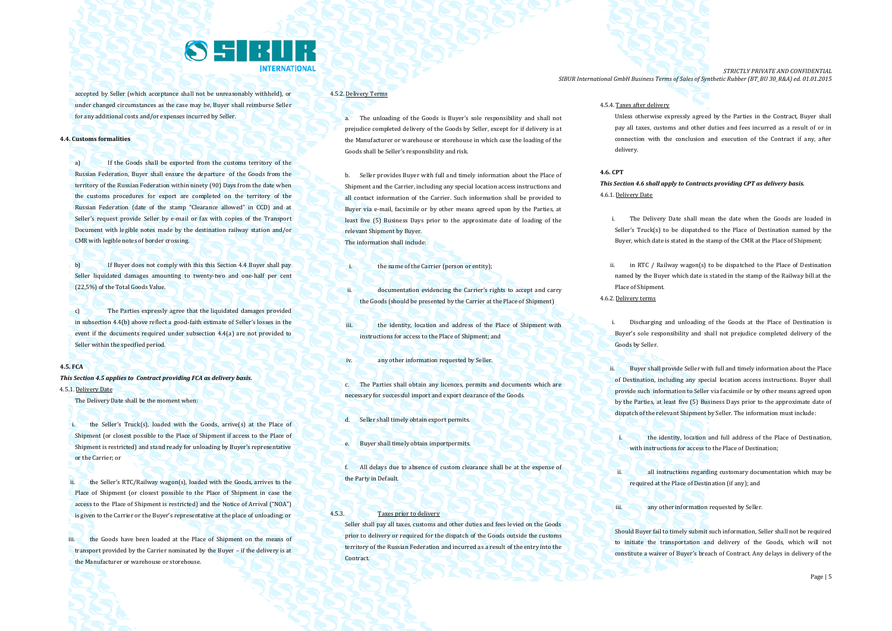accepted by Seller (which acceptance shall not be unreasonably withheld), or under changed circumstances as the case may be, Buyer shall reimburse Seller for any additional costs and/or expenses incurred by Seller.

**4.4. Customs formalities**

a) If the Goods shall be exported from the customs territory of the Russian Federation, Buyer shall ensure the departure of the Goods from the territory of the Russian Federation within ninety (90) Days from the date when the customs procedures for export are completed on the territory of the Russian Federation (date of the stamp "Clearance allowed" in CCD) and at Seller's request provide Seller by e-mail or fax with copies of the Transport Document with legible notes made by the destination railway station and/or CMR with legible notes of border crossing.

b) If Buyer does not comply with this this Section 4.4 Buyer shall pay Seller liquidated damages amounting to twenty-two and one-half per cent (22,5%) of the Total Goods Value.

c) The Parties expressly agree that the liquidated damages provided in subsection 4.4(b) above reflect a good-faith estimate of Seller's losses in the event if the documents required under subsection 4.4(a) are not provided to Seller within the specified period.

**4.5. FCA**

***This Section 4.5 applies to Contract providing FCA as delivery basis.***

4.5.1. Delivery Date

The Delivery Date shall be the moment when:

i. the Seller's Truck(s), loaded with the Goods, arrive(s) at the Place of Shipment (or closest possible to the Place of Shipment if access to the Place of Shipment is restricted) and stand ready for unloading by Buyer's representative or the Carrier; or

ii. the Seller's RTC/Railway wagon(s), loaded with the Goods, arrives to the Place of Shipment (or closest possible to the Place of Shipment in case the access to the Place of Shipment is restricted) and the Notice of Arrival ("NOA") is given to the Carrier or the Buyer's representative at the place of unloading; or

iii. the Goods have been loaded at the Place of Shipment on the means of transport provided by the Carrier nominated by the Buyer – if the delivery is at the Manufacturer or warehouse or storehouse.

4.5.2. Delivery Terms

a. The unloading of the Goods is Buyer's sole responsibility and shall not prejudice completed delivery of the Goods by Seller, except for if delivery is at the Manufacturer or warehouse or storehouse in which case the loading of the Goods shall be Seller's responsibility and risk.

b. Seller provides Buyer with full and timely information about the Place of Shipment and the Carrier, including any special location access instructions and all contact information of the Carrier. Such information shall be provided to Buyer via e-mail, facsimile or by other means agreed upon by the Parties, at least five (5) Business Days prior to the approximate date of loading of the relevant Shipment by Buyer.
The information shall include:

i. the name of the Carrier (person or entity);

ii. documentation evidencing the Carrier's rights to accept and carry the Goods (should be presented by the Carrier at the Place of Shipment)

iii. the identity, location and address of the Place of Shipment with instructions for access to the Place of Shipment; and

iv. any other information requested by Seller.

c. The Parties shall obtain any licences, permits and documents which are necessary for successful import and export clearance of the Goods.

d. Seller shall timely obtain export permits.

e. Buyer shall timely obtain importpermits.

f. All delays due to absence of custom clearance shall be at the expense of the Party in Default.

4.5.3. Taxes prior to delivery

Seller shall pay all taxes, customs and other duties and fees levied on the Goods prior to delivery or required for the dispatch of the Goods outside the customs territory of the Russian Federation and incurred as a result of the entry into the Contract.

4.5.4. Taxes after delivery

Unless otherwise expressly agreed by the Parties in the Contract, Buyer shall pay all taxes, customs and other duties and fees incurred as a result of or in connection with the conclusion and execution of the Contract if any, after delivery.

**4.6. CPT**

***This Section 4.6 shall apply to Contracts providing CPT as delivery basis.***

4.6.1. Delivery Date

i. The Delivery Date shall mean the date when the Goods are loaded in Seller's Truck(s) to be dispatched to the Place of Destination named by the Buyer, which date is stated in the stamp of the CMR at the Place of Shipment;

ii. in RTC / Railway wagon(s) to be dispatched to the Place of Destination named by the Buyer which date is stated in the stamp of the Railway bill at the Place of Shipment.

4.6.2. Delivery terms

i. Discharging and unloading of the Goods at the Place of Destination is Buyer's sole responsibility and shall not prejudice completed delivery of the Goods by Seller.

ii. Buyer shall provide Seller with full and timely information about the Place of Destination, including any special location access instructions. Buyer shall provide such information to Seller via facsimile or by other means agreed upon by the Parties, at least five (5) Business Days prior to the approximate date of dispatch of the relevant Shipment by Seller. The information must include:

i. the identity, location and full address of the Place of Destination, with instructions for access to the Place of Destination;

ii. all instructions regarding customary documentation which may be required at the Place of Destination (if any); and

iii. any other information requested by Seller.

Should Buyer fail to timely submit such information, Seller shall not be required to initiate the transportation and delivery of the Goods, which will not constitute a waiver of Buyer's breach of Contract. Any delays in delivery of the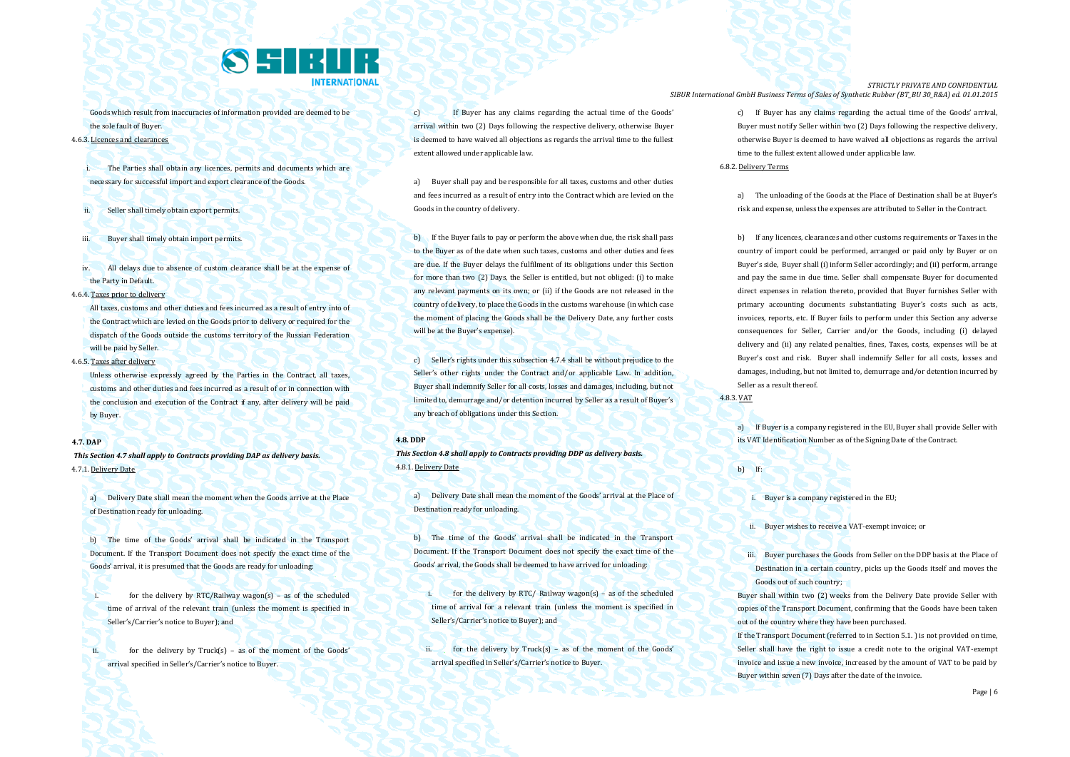Goods which result from inaccuracies of information provided are deemed to be the sole fault of Buyer.

4.6.3. Licences and clearances

i. The Parties shall obtain any licences, permits and documents which are necessary for successful import and export clearance of the Goods.

ii. Seller shall timely obtain export permits.

iii. Buyer shall timely obtain import permits.

iv. All delays due to absence of custom clearance shall be at the expense of the Party in Default.

4.6.4. Taxes prior to delivery

All taxes, customs and other duties and fees incurred as a result of entry into of the Contract which are levied on the Goods prior to delivery or required for the dispatch of the Goods outside the customs territory of the Russian Federation will be paid by Seller.

4.6.5. Taxes after delivery

Unless otherwise expressly agreed by the Parties in the Contract, all taxes, customs and other duties and fees incurred as a result of or in connection with the conclusion and execution of the Contract if any, after delivery will be paid by Buyer.

**4.7. DAP**

***This Section 4.7 shall apply to Contracts providing DAP as delivery basis.***

4.7.1. Delivery Date

a) Delivery Date shall mean the moment when the Goods arrive at the Place of Destination ready for unloading.

b) The time of the Goods' arrival shall be indicated in the Transport Document. If the Transport Document does not specify the exact time of the Goods' arrival, it is presumed that the Goods are ready for unloading:

i. for the delivery by RTC/Railway wagon(s) – as of the scheduled time of arrival of the relevant train (unless the moment is specified in Seller's/Carrier's notice to Buyer); and

ii. for the delivery by Truck(s) – as of the moment of the Goods' arrival specified in Seller's/Carrier's notice to Buyer.

c) If Buyer has any claims regarding the actual time of the Goods' arrival within two (2) Days following the respective delivery, otherwise Buyer is deemed to have waived all objections as regards the arrival time to the fullest extent allowed under applicable law.

a) Buyer shall pay and be responsible for all taxes, customs and other duties and fees incurred as a result of entry into the Contract which are levied on the Goods in the country of delivery.

b) If the Buyer fails to pay or perform the above when due, the risk shall pass to the Buyer as of the date when such taxes, customs and other duties and fees are due. If the Buyer delays the fulfilment of its obligations under this Section for more than two (2) Days, the Seller is entitled, but not obliged: (i) to make any relevant payments on its own; or (ii) if the Goods are not released in the country of delivery, to place the Goods in the customs warehouse (in which case the moment of placing the Goods shall be the Delivery Date, any further costs will be at the Buyer's expense).

c) Seller's rights under this subsection 4.7.4 shall be without prejudice to the Seller's other rights under the Contract and/or applicable Law. In addition, Buyer shall indemnify Seller for all costs, losses and damages, including, but not limited to, demurrage and/or detention incurred by Seller as a result of Buyer's any breach of obligations under this Section.

**4.8. DDP**

***This Section 4.8 shall apply to Contracts providing DDP as delivery basis.***

4.8.1. Delivery Date

a) Delivery Date shall mean the moment of the Goods' arrival at the Place of Destination ready for unloading.

b) The time of the Goods' arrival shall be indicated in the Transport Document. If the Transport Document does not specify the exact time of the Goods' arrival, the Goods shall be deemed to have arrived for unloading:

i. for the delivery by RTC/ Railway wagon(s) – as of the scheduled time of arrival for a relevant train (unless the moment is specified in Seller's/Carrier's notice to Buyer); and

ii. for the delivery by Truck(s) – as of the moment of the Goods' arrival specified in Seller's/Carrier's notice to Buyer.

c) If Buyer has any claims regarding the actual time of the Goods' arrival, Buyer must notify Seller within two (2) Days following the respective delivery, otherwise Buyer is deemed to have waived all objections as regards the arrival time to the fullest extent allowed under applicable law.

6.8.2. Delivery Terms

a) The unloading of the Goods at the Place of Destination shall be at Buyer's risk and expense, unless the expenses are attributed to Seller in the Contract.

b) If any licences, clearances and other customs requirements or Taxes in the country of import could be performed, arranged or paid only by Buyer or on Buyer's side, Buyer shall (i) inform Seller accordingly; and (ii) perform, arrange and pay the same in due time. Seller shall compensate Buyer for documented direct expenses in relation thereto, provided that Buyer furnishes Seller with primary accounting documents substantiating Buyer's costs such as acts, invoices, reports, etc. If Buyer fails to perform under this Section any adverse consequences for Seller, Carrier and/or the Goods, including (i) delayed delivery and (ii) any related penalties, fines, Taxes, costs, expenses will be at Buyer's cost and risk. Buyer shall indemnify Seller for all costs, losses and damages, including, but not limited to, demurrage and/or detention incurred by Seller as a result thereof.

4.8.3. VAT

a) If Buyer is a company registered in the EU, Buyer shall provide Seller with its VAT Identification Number as of the Signing Date of the Contract.

b) If:

i. Buyer is a company registered in the EU;

ii. Buyer wishes to receive a VAT-exempt invoice; or

iii. Buyer purchases the Goods from Seller on the DDP basis at the Place of Destination in a certain country, picks up the Goods itself and moves the Goods out of such country;

Buyer shall within two (2) weeks from the Delivery Date provide Seller with copies of the Transport Document, confirming that the Goods have been taken out of the country where they have been purchased.

If the Transport Document (referred to in Section 5.1. ) is not provided on time, Seller shall have the right to issue a credit note to the original VAT-exempt invoice and issue a new invoice, increased by the amount of VAT to be paid by Buyer within seven (7) Days after the date of the invoice.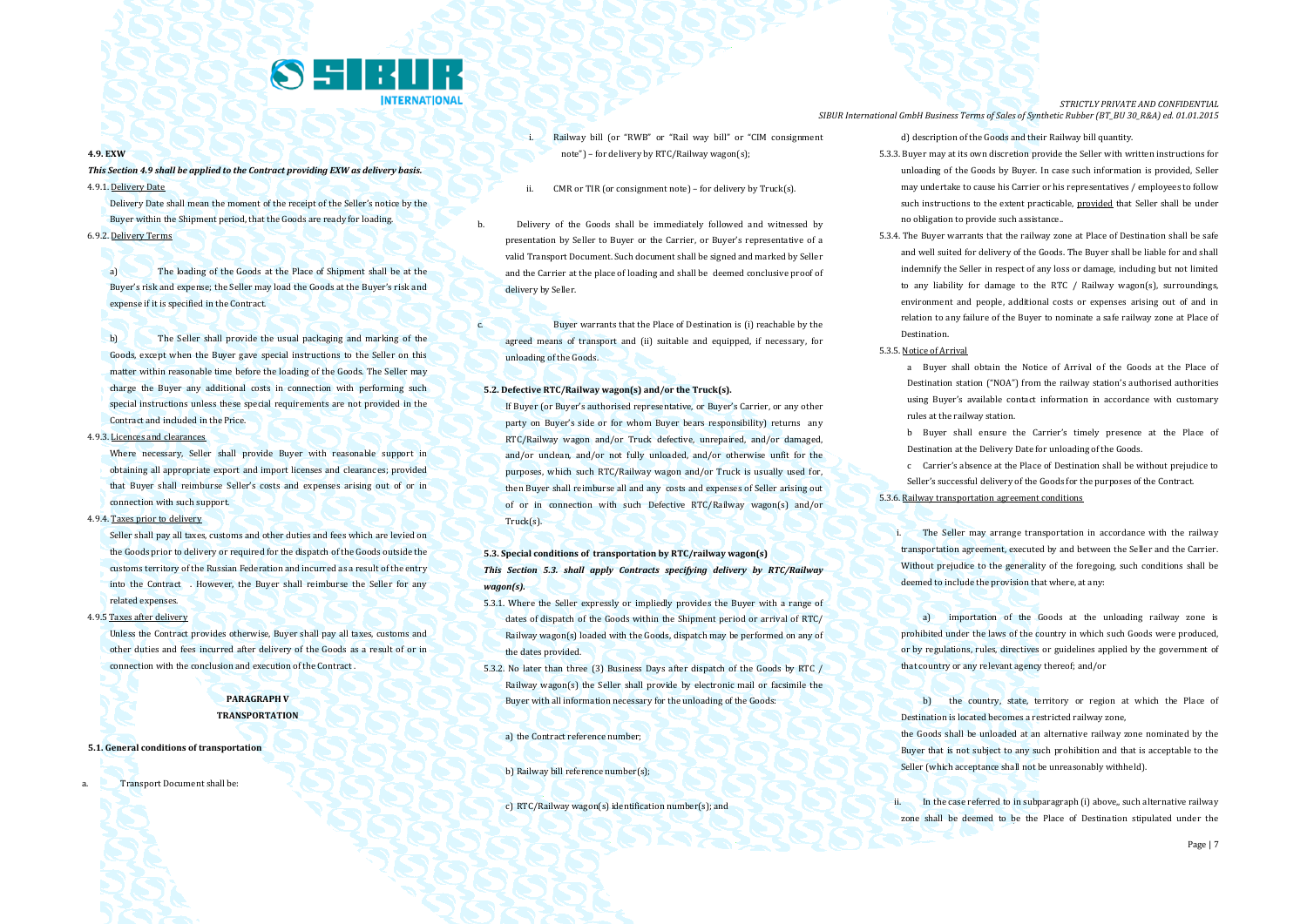#### 4.9. EXW

***This Section 4.9 shall be applied to the Contract providing EXW as delivery basis.***

4.9.1. Delivery Date

Delivery Date shall mean the moment of the receipt of the Seller's notice by the Buyer within the Shipment period, that the Goods are ready for loading.

6.9.2. Delivery Terms

a) The loading of the Goods at the Place of Shipment shall be at the Buyer's risk and expense; the Seller may load the Goods at the Buyer's risk and expense if it is specified in the Contract.

b) The Seller shall provide the usual packaging and marking of the Goods, except when the Buyer gave special instructions to the Seller on this matter within reasonable time before the loading of the Goods. The Seller may charge the Buyer any additional costs in connection with performing such special instructions unless these special requirements are not provided in the Contract and included in the Price.

4.9.3. Licences and clearances

Where necessary, Seller shall provide Buyer with reasonable support in obtaining all appropriate export and import licenses and clearances; provided that Buyer shall reimburse Seller's costs and expenses arising out of or in connection with such support.

4.9.4. Taxes prior to delivery

Seller shall pay all taxes, customs and other duties and fees which are levied on the Goods prior to delivery or required for the dispatch of the Goods outside the customs territory of the Russian Federation and incurred as a result of the entry into the Contract . However, the Buyer shall reimburse the Seller for any related expenses.

4.9.5 Taxes after delivery

Unless the Contract provides otherwise, Buyer shall pay all taxes, customs and other duties and fees incurred after delivery of the Goods as a result of or in connection with the conclusion and execution of the Contract .

## PARAGRAPH V
## TRANSPORTATION

#### 5.1. General conditions of transportation

a. Transport Document shall be:

i. Railway bill (or "RWB" or "Rail way bill" or "CIM consignment note") – for delivery by RTC/Railway wagon(s);

ii. CMR or TIR (or consignment note) – for delivery by Truck(s).

b. Delivery of the Goods shall be immediately followed and witnessed by presentation by Seller to Buyer or the Carrier, or Buyer's representative of a valid Transport Document. Such document shall be signed and marked by Seller and the Carrier at the place of loading and shall be deemed conclusive proof of delivery by Seller.

c. Buyer warrants that the Place of Destination is (i) reachable by the agreed means of transport and (ii) suitable and equipped, if necessary, for unloading of the Goods.

#### 5.2. Defective RTC/Railway wagon(s) and/or the Truck(s).

If Buyer (or Buyer's authorised representative, or Buyer's Carrier, or any other party on Buyer's side or for whom Buyer bears responsibility) returns any RTC/Railway wagon and/or Truck defective, unrepaired, and/or damaged, and/or unclean, and/or not fully unloaded, and/or otherwise unfit for the purposes, which such RTC/Railway wagon and/or Truck is usually used for, then Buyer shall reimburse all and any costs and expenses of Seller arising out of or in connection with such Defective RTC/Railway wagon(s) and/or Truck(s).

#### 5.3. Special conditions of transportation by RTC/railway wagon(s)

***This Section 5.3. shall apply Contracts specifying delivery by RTC/Railway wagon(s).***

5.3.1. Where the Seller expressly or impliedly provides the Buyer with a range of dates of dispatch of the Goods within the Shipment period or arrival of RTC/ Railway wagon(s) loaded with the Goods, dispatch may be performed on any of the dates provided.

5.3.2. No later than three (3) Business Days after dispatch of the Goods by RTC / Railway wagon(s) the Seller shall provide by electronic mail or facsimile the Buyer with all information necessary for the unloading of the Goods:

a) the Contract reference number;

b) Railway bill reference number(s);

c) RTC/Railway wagon(s) identification number(s); and

d) description of the Goods and their Railway bill quantity.

5.3.3. Buyer may at its own discretion provide the Seller with written instructions for unloading of the Goods by Buyer. In case such information is provided, Seller may undertake to cause his Carrier or his representatives / employees to follow such instructions to the extent practicable, provided that Seller shall be under no obligation to provide such assistance..

5.3.4. The Buyer warrants that the railway zone at Place of Destination shall be safe and well suited for delivery of the Goods. The Buyer shall be liable for and shall indemnify the Seller in respect of any loss or damage, including but not limited to any liability for damage to the RTC / Railway wagon(s), surroundings, environment and people, additional costs or expenses arising out of and in relation to any failure of the Buyer to nominate a safe railway zone at Place of Destination.

5.3.5. Notice of Arrival

a Buyer shall obtain the Notice of Arrival of the Goods at the Place of Destination station ("NOA") from the railway station's authorised authorities using Buyer's available contact information in accordance with customary rules at the railway station.

b Buyer shall ensure the Carrier's timely presence at the Place of Destination at the Delivery Date for unloading of the Goods.

c Carrier's absence at the Place of Destination shall be without prejudice to Seller's successful delivery of the Goods for the purposes of the Contract.

5.3.6. Railway transportation agreement conditions

i. The Seller may arrange transportation in accordance with the railway transportation agreement, executed by and between the Seller and the Carrier. Without prejudice to the generality of the foregoing, such conditions shall be deemed to include the provision that where, at any:

a) importation of the Goods at the unloading railway zone is prohibited under the laws of the country in which such Goods were produced, or by regulations, rules, directives or guidelines applied by the government of that country or any relevant agency thereof; and/or

b) the country, state, territory or region at which the Place of Destination is located becomes a restricted railway zone,

the Goods shall be unloaded at an alternative railway zone nominated by the Buyer that is not subject to any such prohibition and that is acceptable to the Seller (which acceptance shall not be unreasonably withheld).

ii. In the case referred to in subparagraph (i) above,, such alternative railway zone shall be deemed to be the Place of Destination stipulated under the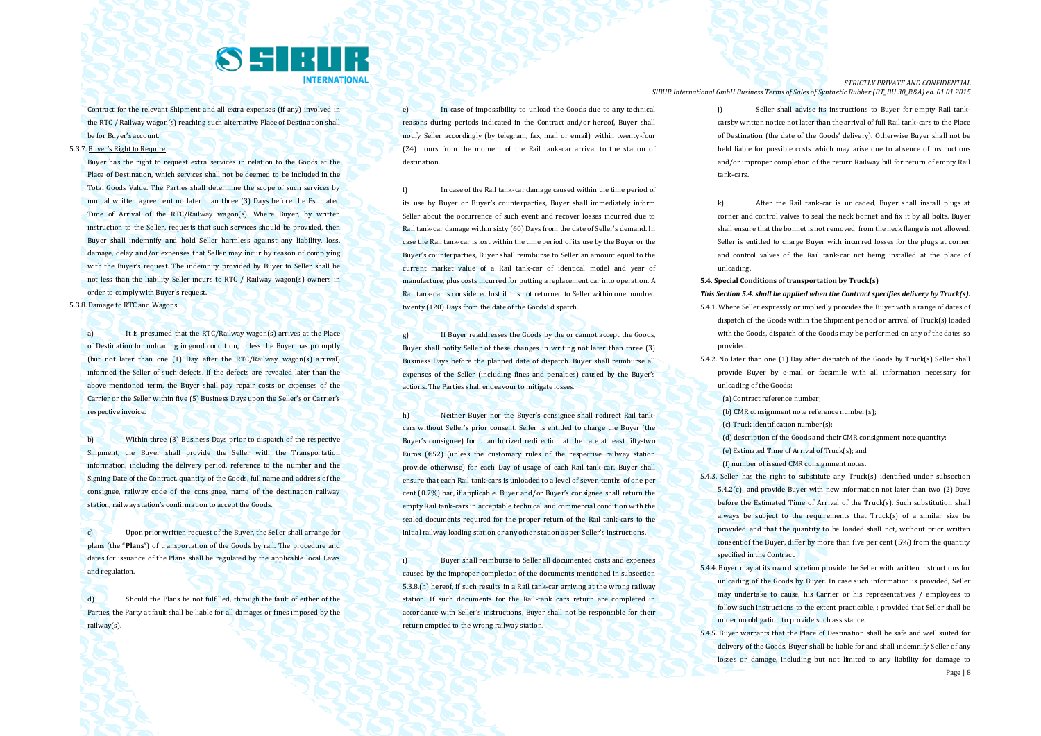Contract for the relevant Shipment and all extra expenses (if any) involved in the RTC / Railway wagon(s) reaching such alternative Place of Destination shall be for Buyer's account.

5.3.7. Buyer's Right to Require

Buyer has the right to request extra services in relation to the Goods at the Place of Destination, which services shall not be deemed to be included in the Total Goods Value. The Parties shall determine the scope of such services by mutual written agreement no later than three (3) Days before the Estimated Time of Arrival of the RTC/Railway wagon(s). Where Buyer, by written instruction to the Seller, requests that such services should be provided, then Buyer shall indemnify and hold Seller harmless against any liability, loss, damage, delay and/or expenses that Seller may incur by reason of complying with the Buyer's request. The indemnity provided by Buyer to Seller shall be not less than the liability Seller incurs to RTC / Railway wagon(s) owners in order to comply with Buyer's request.

5.3.8. Damage to RTC and Wagons

a) It is presumed that the RTC/Railway wagon(s) arrives at the Place of Destination for unloading in good condition, unless the Buyer has promptly (but not later than one (1) Day after the RTC/Railway wagon(s) arrival) informed the Seller of such defects. If the defects are revealed later than the above mentioned term, the Buyer shall pay repair costs or expenses of the Carrier or the Seller within five (5) Business Days upon the Seller's or Carrier's respective invoice.

b) Within three (3) Business Days prior to dispatch of the respective Shipment, the Buyer shall provide the Seller with the Transportation information, including the delivery period, reference to the number and the Signing Date of the Contract, quantity of the Goods, full name and address of the consignee, railway code of the consignee, name of the destination railway station, railway station's confirmation to accept the Goods.

c) Upon prior written request of the Buyer, the Seller shall arrange for plans (the "**Plans**") of transportation of the Goods by rail. The procedure and dates for issuance of the Plans shall be regulated by the applicable local Laws and regulation.

d) Should the Plans be not fulfilled, through the fault of either of the Parties, the Party at fault shall be liable for all damages or fines imposed by the railway(s).

e) In case of impossibility to unload the Goods due to any technical reasons during periods indicated in the Contract and/or hereof, Buyer shall notify Seller accordingly (by telegram, fax, mail or email) within twenty-four (24) hours from the moment of the Rail tank-car arrival to the station of destination.

f) In case of the Rail tank-car damage caused within the time period of its use by Buyer or Buyer's counterparties, Buyer shall immediately inform Seller about the occurrence of such event and recover losses incurred due to Rail tank-car damage within sixty (60) Days from the date of Seller's demand. In case the Rail tank-car is lost within the time period of its use by the Buyer or the Buyer's counterparties, Buyer shall reimburse to Seller an amount equal to the current market value of a Rail tank-car of identical model and year of manufacture, plus costs incurred for putting a replacement car into operation. A Rail tank-car is considered lost if it is not returned to Seller within one hundred twenty (120) Days from the date of the Goods' dispatch.

g) If Buyer readdresses the Goods by the or cannot accept the Goods, Buyer shall notify Seller of these changes in writing not later than three (3) Business Days before the planned date of dispatch. Buyer shall reimburse all expenses of the Seller (including fines and penalties) caused by the Buyer's actions. The Parties shall endeavour to mitigate losses.

h) Neither Buyer nor the Buyer's consignee shall redirect Rail tank-cars without Seller's prior consent. Seller is entitled to charge the Buyer (the Buyer's consignee) for unauthorized redirection at the rate at least fifty-two Euros (€52) (unless the customary rules of the respective railway station provide otherwise) for each Day of usage of each Rail tank-car. Buyer shall ensure that each Rail tank-cars is unloaded to a level of seven-tenths of one per cent (0.7%) bar, if applicable. Buyer and/or Buyer's consignee shall return the empty Rail tank-cars in acceptable technical and commercial condition with the sealed documents required for the proper return of the Rail tank-cars to the initial railway loading station or any other station as per Seller's instructions.

i) Buyer shall reimburse to Seller all documented costs and expenses caused by the improper completion of the documents mentioned in subsection 5.3.8.(h) hereof, if such results in a Rail tank-car arriving at the wrong railway station. If such documents for the Rail-tank cars return are completed in accordance with Seller's instructions, Buyer shall not be responsible for their return emptied to the wrong railway station.

j) Seller shall advise its instructions to Buyer for empty Rail tank-carsby written notice not later than the arrival of full Rail tank-cars to the Place of Destination (the date of the Goods' delivery). Otherwise Buyer shall not be held liable for possible costs which may arise due to absence of instructions and/or improper completion of the return Railway bill for return of empty Rail tank-cars.

k) After the Rail tank-car is unloaded, Buyer shall install plugs at corner and control valves to seal the neck bonnet and fix it by all bolts. Buyer shall ensure that the bonnet is not removed from the neck flange is not allowed. Seller is entitled to charge Buyer with incurred losses for the plugs at corner and control valves of the Rail tank-car not being installed at the place of unloading.

**5.4. Special Conditions of transportation by Truck(s)**

***This Section 5.4. shall be applied when the Contract specifies delivery by Truck(s).***

5.4.1. Where Seller expressly or impliedly provides the Buyer with a range of dates of dispatch of the Goods within the Shipment period or arrival of Truck(s) loaded with the Goods, dispatch of the Goods may be performed on any of the dates so provided.

5.4.2. No later than one (1) Day after dispatch of the Goods by Truck(s) Seller shall provide Buyer by e-mail or facsimile with all information necessary for unloading of the Goods:

(a) Contract reference number;

(b) CMR consignment note reference number(s);

(c) Truck identification number(s);

(d) description of the Goods and their CMR consignment note quantity;

(e) Estimated Time of Arrival of Truck(s); and

(f) number of issued CMR consignment notes.

5.4.3. Seller has the right to substitute any Truck(s) identified under subsection 5.4.2(c) and provide Buyer with new information not later than two (2) Days before the Estimated Time of Arrival of the Truck(s). Such substitution shall always be subject to the requirements that Truck(s) of a similar size be provided and that the quantity to be loaded shall not, without prior written consent of the Buyer, differ by more than five per cent (5%) from the quantity specified in the Contract.

5.4.4. Buyer may at its own discretion provide the Seller with written instructions for unloading of the Goods by Buyer. In case such information is provided, Seller may undertake to cause, his Carrier or his representatives / employees to follow such instructions to the extent practicable, ; provided that Seller shall be under no obligation to provide such assistance.

5.4.5. Buyer warrants that the Place of Destination shall be safe and well suited for delivery of the Goods. Buyer shall be liable for and shall indemnify Seller of any losses or damage, including but not limited to any liability for damage to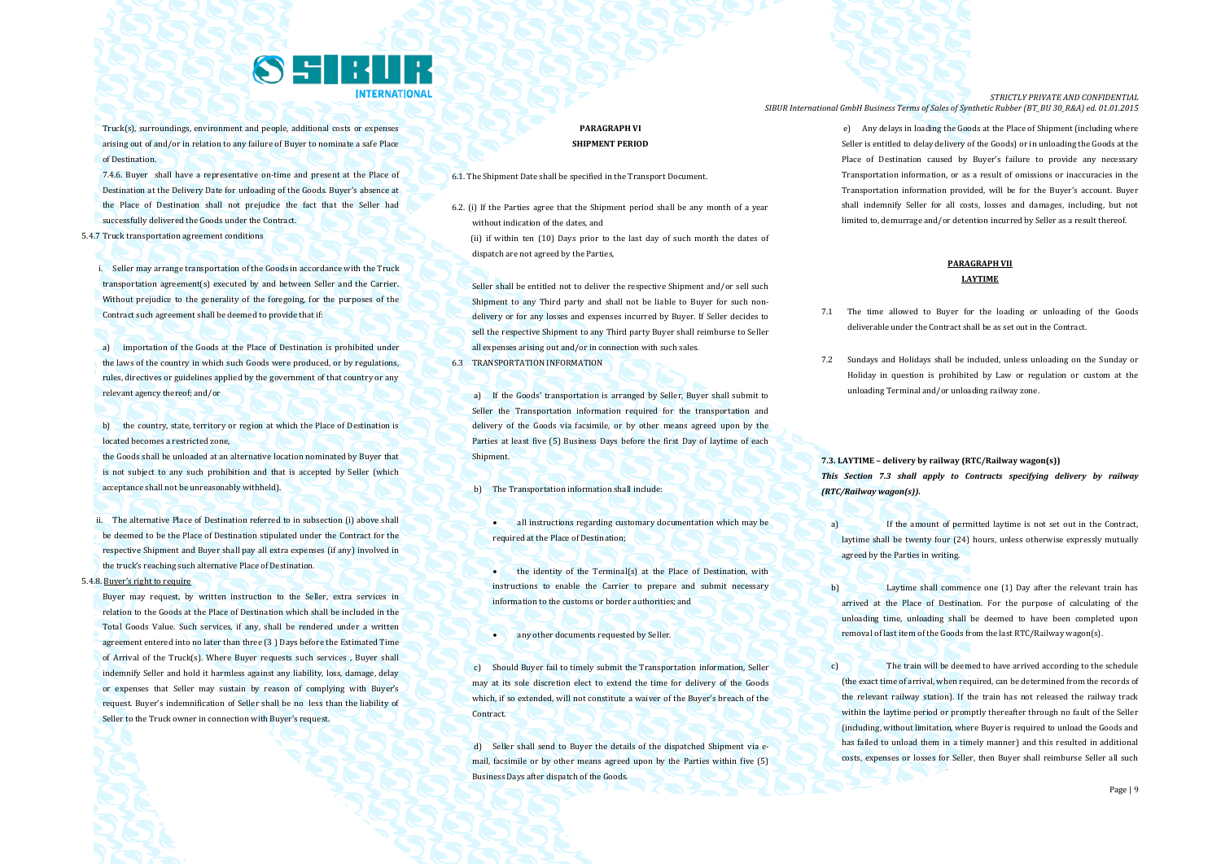Truck(s), surroundings, environment and people, additional costs or expenses arising out of and/or in relation to any failure of Buyer to nominate a safe Place of Destination.

7.4.6. Buyer shall have a representative on-time and present at the Place of Destination at the Delivery Date for unloading of the Goods. Buyer's absence at the Place of Destination shall not prejudice the fact that the Seller had successfully delivered the Goods under the Contract.

5.4.7 Truck transportation agreement conditions

i. Seller may arrange transportation of the Goods in accordance with the Truck transportation agreement(s) executed by and between Seller and the Carrier. Without prejudice to the generality of the foregoing, for the purposes of the Contract such agreement shall be deemed to provide that if:

a) importation of the Goods at the Place of Destination is prohibited under the laws of the country in which such Goods were produced, or by regulations, rules, directives or guidelines applied by the government of that country or any relevant agency thereof; and/or

b) the country, state, territory or region at which the Place of Destination is located becomes a restricted zone,

the Goods shall be unloaded at an alternative location nominated by Buyer that is not subject to any such prohibition and that is accepted by Seller (which acceptance shall not be unreasonably withheld).

ii. The alternative Place of Destination referred to in subsection (i) above shall be deemed to be the Place of Destination stipulated under the Contract for the respective Shipment and Buyer shall pay all extra expenses (if any) involved in the truck's reaching such alternative Place of Destination.

5.4.8. Buyer's right to require

Buyer may request, by written instruction to the Seller, extra services in relation to the Goods at the Place of Destination which shall be included in the Total Goods Value. Such services, if any, shall be rendered under a written agreement entered into no later than three (3 ) Days before the Estimated Time of Arrival of the Truck(s). Where Buyer requests such services , Buyer shall indemnify Seller and hold it harmless against any liability, loss, damage, delay or expenses that Seller may sustain by reason of complying with Buyer's request. Buyer's indemnification of Seller shall be no less than the liability of Seller to the Truck owner in connection with Buyer's request.

## PARAGRAPH VI
## SHIPMENT PERIOD

6.1. The Shipment Date shall be specified in the Transport Document.

6.2. (i) If the Parties agree that the Shipment period shall be any month of a year without indication of the dates, and

(ii) if within ten (10) Days prior to the last day of such month the dates of dispatch are not agreed by the Parties,

Seller shall be entitled not to deliver the respective Shipment and/or sell such Shipment to any Third party and shall not be liable to Buyer for such non-delivery or for any losses and expenses incurred by Buyer. If Seller decides to sell the respective Shipment to any Third party Buyer shall reimburse to Seller all expenses arising out and/or in connection with such sales.

6.3 TRANSPORTATION INFORMATION

a) If the Goods' transportation is arranged by Seller, Buyer shall submit to Seller the Transportation information required for the transportation and delivery of the Goods via facsimile, or by other means agreed upon by the Parties at least five (5) Business Days before the first Day of laytime of each Shipment.

b) The Transportation information shall include:

- all instructions regarding customary documentation which may be required at the Place of Destination;
- the identity of the Terminal(s) at the Place of Destination, with instructions to enable the Carrier to prepare and submit necessary information to the customs or border authorities; and
- any other documents requested by Seller.

c) Should Buyer fail to timely submit the Transportation information, Seller may at its sole discretion elect to extend the time for delivery of the Goods which, if so extended, will not constitute a waiver of the Buyer's breach of the Contract.

d) Seller shall send to Buyer the details of the dispatched Shipment via e-mail, facsimile or by other means agreed upon by the Parties within five (5) Business Days after dispatch of the Goods.

e) Any delays in loading the Goods at the Place of Shipment (including where Seller is entitled to delay delivery of the Goods) or in unloading the Goods at the Place of Destination caused by Buyer's failure to provide any necessary Transportation information, or as a result of omissions or inaccuracies in the Transportation information provided, will be for the Buyer's account. Buyer shall indemnify Seller for all costs, losses and damages, including, but not limited to, demurrage and/or detention incurred by Seller as a result thereof.

## PARAGRAPH VII
## LAYTIME

7.1 The time allowed to Buyer for the loading or unloading of the Goods deliverable under the Contract shall be as set out in the Contract.

7.2 Sundays and Holidays shall be included, unless unloading on the Sunday or Holiday in question is prohibited by Law or regulation or custom at the unloading Terminal and/or unloading railway zone.

**7.3. LAYTIME – delivery by railway (RTC/Railway wagon(s))**

***This Section 7.3 shall apply to Contracts specifying delivery by railway (RTC/Railway wagon(s)).***

a) If the amount of permitted laytime is not set out in the Contract, laytime shall be twenty four (24) hours, unless otherwise expressly mutually agreed by the Parties in writing.

b) Laytime shall commence one (1) Day after the relevant train has arrived at the Place of Destination. For the purpose of calculating of the unloading time, unloading shall be deemed to have been completed upon removal of last item of the Goods from the last RTC/Railway wagon(s).

c) The train will be deemed to have arrived according to the schedule (the exact time of arrival, when required, can be determined from the records of the relevant railway station). If the train has not released the railway track within the laytime period or promptly thereafter through no fault of the Seller (including, without limitation, where Buyer is required to unload the Goods and has failed to unload them in a timely manner) and this resulted in additional costs, expenses or losses for Seller, then Buyer shall reimburse Seller all such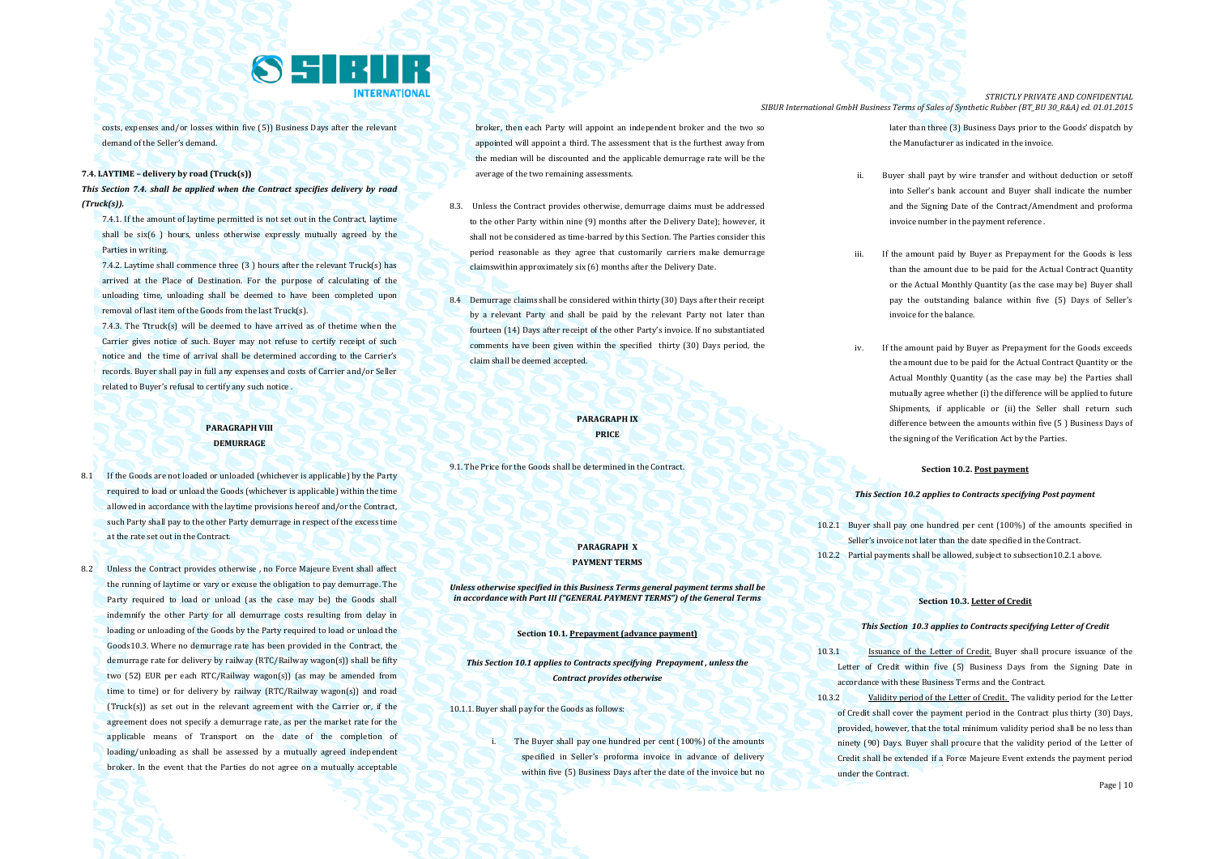costs, expenses and/or losses within five (5)) Business Days after the relevant demand of the Seller's demand.

**7.4. LAYTIME – delivery by road (Truck(s))**

***This Section 7.4. shall be applied when the Contract specifies delivery by road (Truck(s)).***

7.4.1. If the amount of laytime permitted is not set out in the Contract, laytime shall be six(6 ) hours, unless otherwise expressly mutually agreed by the Parties in writing.

7.4.2. Laytime shall commence three (3 ) hours after the relevant Truck(s) has arrived at the Place of Destination. For the purpose of calculating of the unloading time, unloading shall be deemed to have been completed upon removal of last item of the Goods from the last Truck(s).

7.4.3. The Ttruck(s) will be deemed to have arrived as of thetime when the Carrier gives notice of such. Buyer may not refuse to certify receipt of such notice and the time of arrival shall be determined according to the Carrier's records. Buyer shall pay in full any expenses and costs of Carrier and/or Seller related to Buyer's refusal to certify any such notice .

**PARAGRAPH VIII**
**DEMURRAGE**

8.1 If the Goods are not loaded or unloaded (whichever is applicable) by the Party required to load or unload the Goods (whichever is applicable) within the time allowed in accordance with the laytime provisions hereof and/or the Contract, such Party shall pay to the other Party demurrage in respect of the excess time at the rate set out in the Contract.

8.2 Unless the Contract provides otherwise , no Force Majeure Event shall affect the running of laytime or vary or excuse the obligation to pay demurrage. The Party required to load or unload (as the case may be) the Goods shall indemnify the other Party for all demurrage costs resulting from delay in loading or unloading of the Goods by the Party required to load or unload the Goods10.3. Where no demurrage rate has been provided in the Contract, the demurrage rate for delivery by railway (RTC/Railway wagon(s)) shall be fifty two (52) EUR per each RTC/Railway wagon(s)) (as may be amended from time to time) or for delivery by railway (RTC/Railway wagon(s)) and road (Truck(s)) as set out in the relevant agreement with the Carrier or, if the agreement does not specify a demurrage rate, as per the market rate for the applicable means of Transport on the date of the completion of loading/unloading as shall be assessed by a mutually agreed independent broker. In the event that the Parties do not agree on a mutually acceptable broker, then each Party will appoint an independent broker and the two so appointed will appoint a third. The assessment that is the furthest away from the median will be discounted and the applicable demurrage rate will be the average of the two remaining assessments.

8.3. Unless the Contract provides otherwise, demurrage claims must be addressed to the other Party within nine (9) months after the Delivery Date); however, it shall not be considered as time-barred by this Section. The Parties consider this period reasonable as they agree that customarily carriers make demurrage claimswithin approximately six (6) months after the Delivery Date.

8.4 Demurrage claims shall be considered within thirty (30) Days after their receipt by a relevant Party and shall be paid by the relevant Party not later than fourteen (14) Days after receipt of the other Party's invoice. If no substantiated comments have been given within the specified thirty (30) Days period, the claim shall be deemed accepted.

**PARAGRAPH IX**
**PRICE**

9.1. The Price for the Goods shall be determined in the Contract.

**PARAGRAPH X**
**PAYMENT TERMS**

***Unless otherwise specified in this Business Terms general payment terms shall be in accordance with Part III ("GENERAL PAYMENT TERMS") of the General Terms***

**Section 10.1. Prepayment (advance payment)**

***This Section 10.1 applies to Contracts specifying Prepayment , unless the Contract provides otherwise***

10.1.1. Buyer shall pay for the Goods as follows:

i. The Buyer shall pay one hundred per cent (100%) of the amounts specified in Seller's proforma invoice in advance of delivery within five (5) Business Days after the date of the invoice but no later than three (3) Business Days prior to the Goods' dispatch by the Manufacturer as indicated in the invoice.

ii. Buyer shall payt by wire transfer and without deduction or setoff into Seller's bank account and Buyer shall indicate the number and the Signing Date of the Contract/Amendment and proforma invoice number in the payment reference .

iii. If the amount paid by Buyer as Prepayment for the Goods is less than the amount due to be paid for the Actual Contract Quantity or the Actual Monthly Quantity (as the case may be) Buyer shall pay the outstanding balance within five (5) Days of Seller's invoice for the balance.

iv. If the amount paid by Buyer as Prepayment for the Goods exceeds the amount due to be paid for the Actual Contract Quantity or the Actual Monthly Quantity (as the case may be) the Parties shall mutually agree whether (i) the difference will be applied to future Shipments, if applicable or (ii) the Seller shall return such difference between the amounts within five (5 ) Business Days of the signing of the Verification Act by the Parties.

**Section 10.2. Post payment**

***This Section 10.2 applies to Contracts specifying Post payment***

10.2.1 Buyer shall pay one hundred per cent (100%) of the amounts specified in Seller's invoice not later than the date specified in the Contract.

10.2.2 Partial payments shall be allowed, subject to subsection10.2.1 above.

**Section 10.3. Letter of Credit**

***This Section 10.3 applies to Contracts specifying Letter of Credit***

10.3.1 Issuance of the Letter of Credit. Buyer shall procure issuance of the Letter of Credit within five (5) Business Days from the Signing Date in accordance with these Business Terms and the Contract.

10.3.2 Validity period of the Letter of Credit. The validity period for the Letter of Credit shall cover the payment period in the Contract plus thirty (30) Days, provided, however, that the total minimum validity period shall be no less than ninety (90) Days. Buyer shall procure that the validity period of the Letter of Credit shall be extended if a Force Majeure Event extends the payment period under the Contract.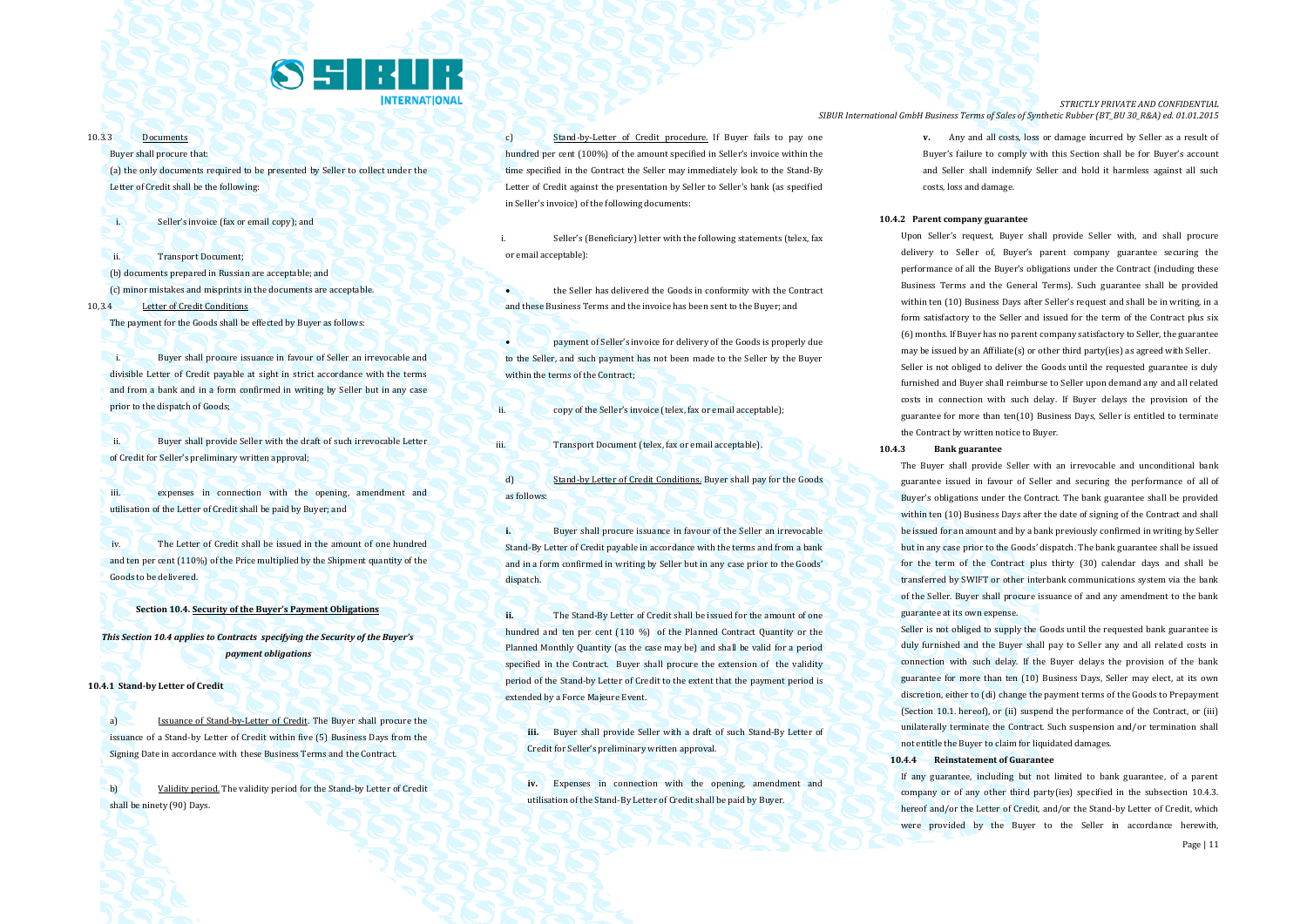10.3.3 Documents

Buyer shall procure that:

(a) the only documents required to be presented by Seller to collect under the Letter of Credit shall be the following:

i. Seller's invoice (fax or email copy); and

ii. Transport Document;

(b) documents prepared in Russian are acceptable; and

(c) minor mistakes and misprints in the documents are acceptable.

10.3.4 Letter of Credit Conditions

The payment for the Goods shall be effected by Buyer as follows:

i. Buyer shall procure issuance in favour of Seller an irrevocable and divisible Letter of Credit payable at sight in strict accordance with the terms and from a bank and in a form confirmed in writing by Seller but in any case prior to the dispatch of Goods;

ii. Buyer shall provide Seller with the draft of such irrevocable Letter of Credit for Seller's preliminary written approval;

iii. expenses in connection with the opening, amendment and utilisation of the Letter of Credit shall be paid by Buyer; and

iv. The Letter of Credit shall be issued in the amount of one hundred and ten per cent (110%) of the Price multiplied by the Shipment quantity of the Goods to be delivered.

**Section 10.4. Security of the Buyer's Payment Obligations**

***This Section 10.4 applies to Contracts specifying the Security of the Buyer's payment obligations***

**10.4.1 Stand-by Letter of Credit**

a) Issuance of Stand-by-Letter of Credit. The Buyer shall procure the issuance of a Stand-by Letter of Credit within five (5) Business Days from the Signing Date in accordance with these Business Terms and the Contract.

b) Validity period. The validity period for the Stand-by Letter of Credit shall be ninety (90) Days.

c) Stand-by-Letter of Credit procedure. If Buyer fails to pay one hundred per cent (100%) of the amount specified in Seller's invoice within the time specified in the Contract the Seller may immediately look to the Stand-By Letter of Credit against the presentation by Seller to Seller's bank (as specified in Seller's invoice) of the following documents:

i. Seller's (Beneficiary) letter with the following statements (telex, fax or email acceptable):

- the Seller has delivered the Goods in conformity with the Contract and these Business Terms and the invoice has been sent to the Buyer; and
- payment of Seller's invoice for delivery of the Goods is properly due to the Seller, and such payment has not been made to the Seller by the Buyer within the terms of the Contract;

ii. copy of the Seller's invoice (telex, fax or email acceptable);

iii. Transport Document (telex, fax or email acceptable).

d) Stand-by Letter of Credit Conditions. Buyer shall pay for the Goods as follows:

**i.** Buyer shall procure issuance in favour of the Seller an irrevocable Stand-By Letter of Credit payable in accordance with the terms and from a bank and in a form confirmed in writing by Seller but in any case prior to the Goods' dispatch.

**ii.** The Stand-By Letter of Credit shall be issued for the amount of one hundred and ten per cent (110 %) of the Planned Contract Quantity or the Planned Monthly Quantity (as the case may be) and shall be valid for a period specified in the Contract. Buyer shall procure the extension of the validity period of the Stand-by Letter of Credit to the extent that the payment period is extended by a Force Majeure Event.

**iii.** Buyer shall provide Seller with a draft of such Stand-By Letter of Credit for Seller's preliminary written approval.

**iv.** Expenses in connection with the opening, amendment and utilisation of the Stand-By Letter of Credit shall be paid by Buyer.

**v.** Any and all costs, loss or damage incurred by Seller as a result of Buyer's failure to comply with this Section shall be for Buyer's account and Seller shall indemnify Seller and hold it harmless against all such costs, loss and damage.

**10.4.2 Parent company guarantee**

Upon Seller's request, Buyer shall provide Seller with, and shall procure delivery to Seller of, Buyer's parent company guarantee securing the performance of all the Buyer's obligations under the Contract (including these Business Terms and the General Terms). Such guarantee shall be provided within ten (10) Business Days after Seller's request and shall be in writing, in a form satisfactory to the Seller and issued for the term of the Contract plus six (6) months. If Buyer has no parent company satisfactory to Seller, the guarantee may be issued by an Affiliate(s) or other third party(ies) as agreed with Seller.

Seller is not obliged to deliver the Goods until the requested guarantee is duly furnished and Buyer shall reimburse to Seller upon demand any and all related costs in connection with such delay. If Buyer delays the provision of the guarantee for more than ten(10) Business Days, Seller is entitled to terminate the Contract by written notice to Buyer.

**10.4.3 Bank guarantee**

The Buyer shall provide Seller with an irrevocable and unconditional bank guarantee issued in favour of Seller and securing the performance of all of Buyer's obligations under the Contract. The bank guarantee shall be provided within ten (10) Business Days after the date of signing of the Contract and shall be issued for an amount and by a bank previously confirmed in writing by Seller but in any case prior to the Goods' dispatch. The bank guarantee shall be issued for the term of the Contract plus thirty (30) calendar days and shall be transferred by SWIFT or other interbank communications system via the bank of the Seller. Buyer shall procure issuance of and any amendment to the bank guarantee at its own expense.

Seller is not obliged to supply the Goods until the requested bank guarantee is duly furnished and the Buyer shall pay to Seller any and all related costs in connection with such delay. If the Buyer delays the provision of the bank guarantee for more than ten (10) Business Days, Seller may elect, at its own discretion, either to (di) change the payment terms of the Goods to Prepayment (Section 10.1. hereof), or (ii) suspend the performance of the Contract, or (iii) unilaterally terminate the Contract. Such suspension and/or termination shall not entitle the Buyer to claim for liquidated damages.

**10.4.4 Reinstatement of Guarantee**

If any guarantee, including but not limited to bank guarantee, of a parent company or of any other third party(ies) specified in the subsection 10.4.3. hereof and/or the Letter of Credit, and/or the Stand-by Letter of Credit, which were provided by the Buyer to the Seller in accordance herewith,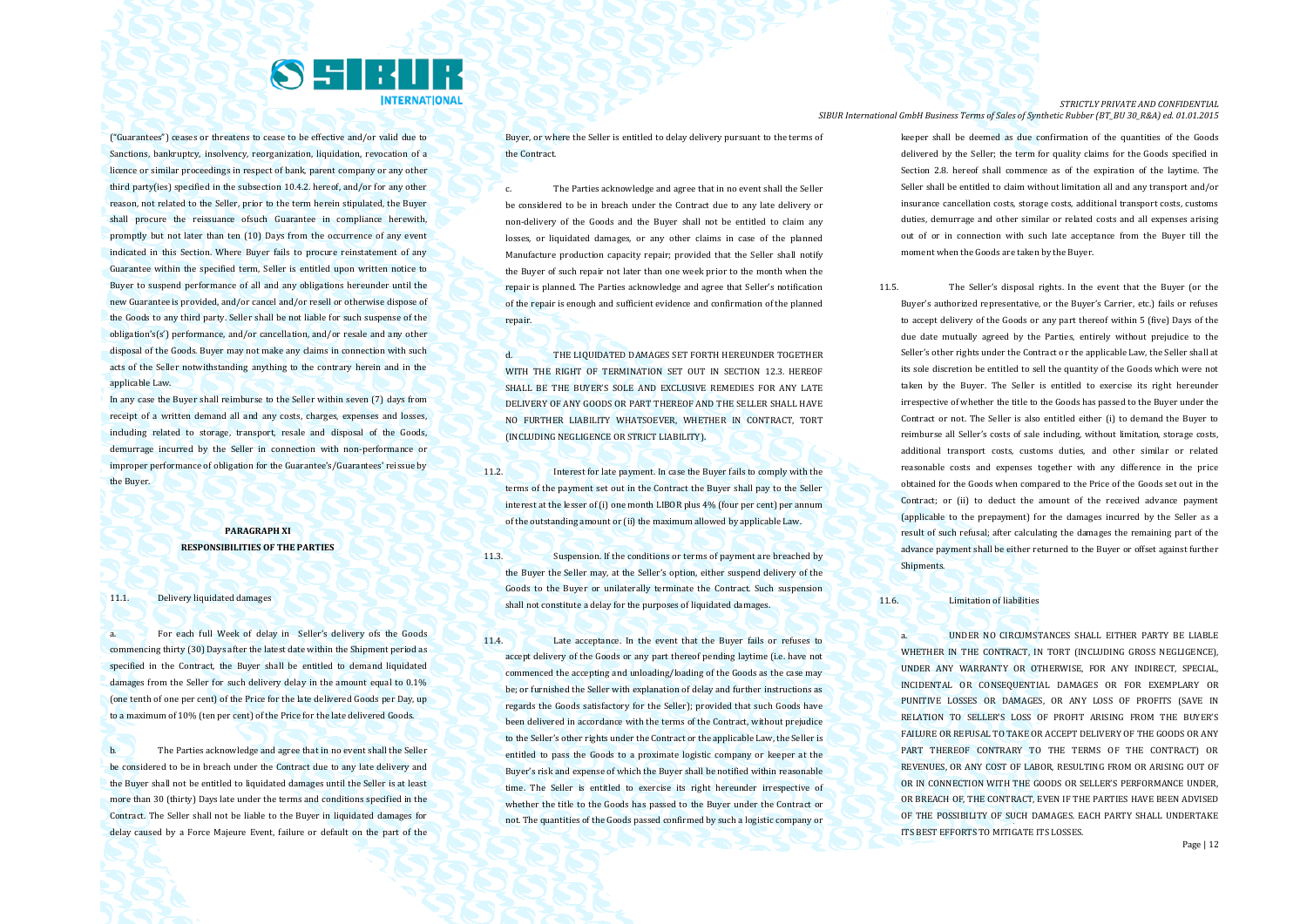("Guarantees") ceases or threatens to cease to be effective and/or valid due to Sanctions, bankruptcy, insolvency, reorganization, liquidation, revocation of a licence or similar proceedings in respect of bank, parent company or any other third party(ies) specified in the subsection 10.4.2. hereof, and/or for any other reason, not related to the Seller, prior to the term herein stipulated, the Buyer shall procure the reissuance ofsuch Guarantee in compliance herewith, promptly but not later than ten (10) Days from the occurrence of any event indicated in this Section. Where Buyer fails to procure reinstatement of any Guarantee within the specified term, Seller is entitled upon written notice to Buyer to suspend performance of all and any obligations hereunder until the new Guarantee is provided, and/or cancel and/or resell or otherwise dispose of the Goods to any third party. Seller shall be not liable for such suspense of the obligation's(s') performance, and/or cancellation, and/or resale and any other disposal of the Goods. Buyer may not make any claims in connection with such acts of the Seller notwithstanding anything to the contrary herein and in the applicable Law.

In any case the Buyer shall reimburse to the Seller within seven (7) days from receipt of a written demand all and any costs, charges, expenses and losses, including related to storage, transport, resale and disposal of the Goods, demurrage incurred by the Seller in connection with non-performance or improper performance of obligation for the Guarantee's/Guarantees' reissue by the Buyer.

**PARAGRAPH XI**
**RESPONSIBILITIES OF THE PARTIES**

11.1. Delivery liquidated damages

a. For each full Week of delay in Seller's delivery ofs the Goods commencing thirty (30) Days after the latest date within the Shipment period as specified in the Contract, the Buyer shall be entitled to demand liquidated damages from the Seller for such delivery delay in the amount equal to 0.1% (one tenth of one per cent) of the Price for the late delivered Goods per Day, up to a maximum of 10% (ten per cent) of the Price for the late delivered Goods.

b. The Parties acknowledge and agree that in no event shall the Seller be considered to be in breach under the Contract due to any late delivery and the Buyer shall not be entitled to liquidated damages until the Seller is at least more than 30 (thirty) Days late under the terms and conditions specified in the Contract. The Seller shall not be liable to the Buyer in liquidated damages for delay caused by a Force Majeure Event, failure or default on the part of the Buyer, or where the Seller is entitled to delay delivery pursuant to the terms of the Contract.

c. The Parties acknowledge and agree that in no event shall the Seller be considered to be in breach under the Contract due to any late delivery or non-delivery of the Goods and the Buyer shall not be entitled to claim any losses, or liquidated damages, or any other claims in case of the planned Manufacture production capacity repair; provided that the Seller shall notify the Buyer of such repair not later than one week prior to the month when the repair is planned. The Parties acknowledge and agree that Seller's notification of the repair is enough and sufficient evidence and confirmation of the planned repair.

d. THE LIQUIDATED DAMAGES SET FORTH HEREUNDER TOGETHER WITH THE RIGHT OF TERMINATION SET OUT IN SECTION 12.3. HEREOF SHALL BE THE BUYER'S SOLE AND EXCLUSIVE REMEDIES FOR ANY LATE DELIVERY OF ANY GOODS OR PART THEREOF AND THE SELLER SHALL HAVE NO FURTHER LIABILITY WHATSOEVER, WHETHER IN CONTRACT, TORT (INCLUDING NEGLIGENCE OR STRICT LIABILITY).

11.2. Interest for late payment. In case the Buyer fails to comply with the terms of the payment set out in the Contract the Buyer shall pay to the Seller interest at the lesser of (i) one month LIBOR plus 4% (four per cent) per annum of the outstanding amount or (ii) the maximum allowed by applicable Law.

11.3. Suspension. If the conditions or terms of payment are breached by the Buyer the Seller may, at the Seller's option, either suspend delivery of the Goods to the Buyer or unilaterally terminate the Contract. Such suspension shall not constitute a delay for the purposes of liquidated damages.

11.4. Late acceptance. In the event that the Buyer fails or refuses to accept delivery of the Goods or any part thereof pending laytime (i.e. have not commenced the accepting and unloading/loading of the Goods as the case may be; or furnished the Seller with explanation of delay and further instructions as regards the Goods satisfactory for the Seller); provided that such Goods have been delivered in accordance with the terms of the Contract, without prejudice to the Seller's other rights under the Contract or the applicable Law, the Seller is entitled to pass the Goods to a proximate logistic company or keeper at the Buyer's risk and expense of which the Buyer shall be notified within reasonable time. The Seller is entitled to exercise its right hereunder irrespective of whether the title to the Goods has passed to the Buyer under the Contract or not. The quantities of the Goods passed confirmed by such a logistic company or keeper shall be deemed as due confirmation of the quantities of the Goods delivered by the Seller; the term for quality claims for the Goods specified in Section 2.8. hereof shall commence as of the expiration of the laytime. The Seller shall be entitled to claim without limitation all and any transport and/or insurance cancellation costs, storage costs, additional transport costs, customs duties, demurrage and other similar or related costs and all expenses arising out of or in connection with such late acceptance from the Buyer till the moment when the Goods are taken by the Buyer.

11.5. The Seller's disposal rights. In the event that the Buyer (or the Buyer's authorized representative, or the Buyer's Carrier, etc.) fails or refuses to accept delivery of the Goods or any part thereof within 5 (five) Days of the due date mutually agreed by the Parties, entirely without prejudice to the Seller's other rights under the Contract or the applicable Law, the Seller shall at its sole discretion be entitled to sell the quantity of the Goods which were not taken by the Buyer. The Seller is entitled to exercise its right hereunder irrespective of whether the title to the Goods has passed to the Buyer under the Contract or not. The Seller is also entitled either (i) to demand the Buyer to reimburse all Seller's costs of sale including, without limitation, storage costs, additional transport costs, customs duties, and other similar or related reasonable costs and expenses together with any difference in the price obtained for the Goods when compared to the Price of the Goods set out in the Contract; or (ii) to deduct the amount of the received advance payment (applicable to the prepayment) for the damages incurred by the Seller as a result of such refusal; after calculating the damages the remaining part of the advance payment shall be either returned to the Buyer or offset against further Shipments.

11.6. Limitation of liabilities

a. UNDER NO CIRCUMSTANCES SHALL EITHER PARTY BE LIABLE WHETHER IN THE CONTRACT, IN TORT (INCLUDING GROSS NEGLIGENCE), UNDER ANY WARRANTY OR OTHERWISE, FOR ANY INDIRECT, SPECIAL, INCIDENTAL OR CONSEQUENTIAL DAMAGES OR FOR EXEMPLARY OR PUNITIVE LOSSES OR DAMAGES, OR ANY LOSS OF PROFITS (SAVE IN RELATION TO SELLER'S LOSS OF PROFIT ARISING FROM THE BUYER'S FAILURE OR REFUSAL TO TAKE OR ACCEPT DELIVERY OF THE GOODS OR ANY PART THEREOF CONTRARY TO THE TERMS OF THE CONTRACT) OR REVENUES, OR ANY COST OF LABOR, RESULTING FROM OR ARISING OUT OF OR IN CONNECTION WITH THE GOODS OR SELLER'S PERFORMANCE UNDER, OR BREACH OF, THE CONTRACT, EVEN IF THE PARTIES HAVE BEEN ADVISED OF THE POSSIBILITY OF SUCH DAMAGES. EACH PARTY SHALL UNDERTAKE ITS BEST EFFORTS TO MITIGATE ITS LOSSES.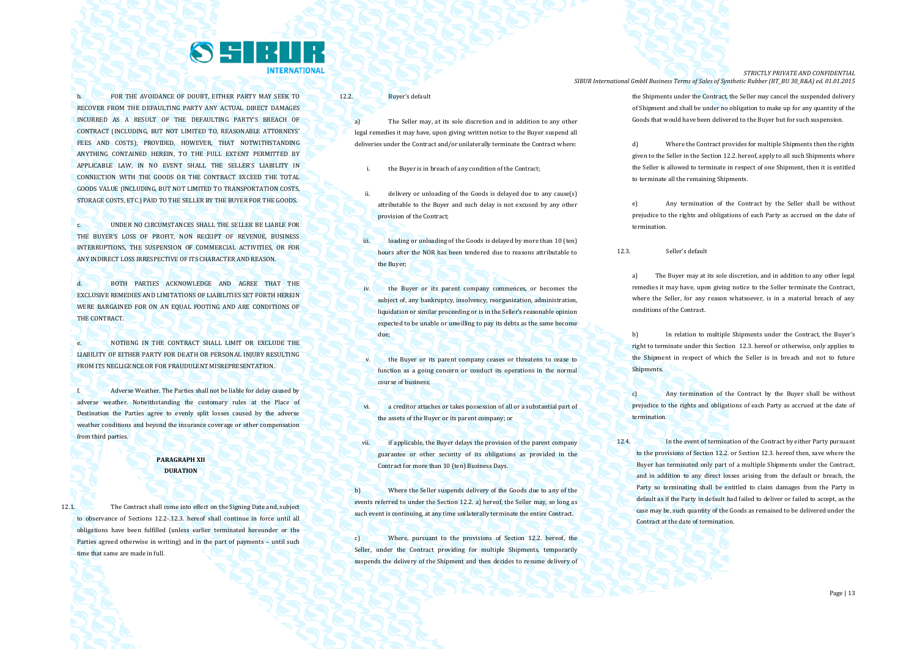b. FOR THE AVOIDANCE OF DOUBT, EITHER PARTY MAY SEEK TO RECOVER FROM THE DEFAULTING PARTY ANY ACTUAL DIRECT DAMAGES INCURRED AS A RESULT OF THE DEFAULTING PARTY'S BREACH OF CONTRACT (INCLUDING, BUT NOT LIMITED TO, REASONABLE ATTORNEYS' FEES AND COSTS); PROVIDED, HOWEVER, THAT NOTWITHSTANDING ANYTHING CONTAINED HEREIN, TO THE FULL EXTENT PERMITTED BY APPLICABLE LAW, IN NO EVENT SHALL THE SELLER'S LIABILITY IN CONNECTION WITH THE GOODS OR THE CONTRACT EXCEED THE TOTAL GOODS VALUE (INCLUDING, BUT NOT LIMITED TO TRANSPORTATION COSTS, STORAGE COSTS, ETC.) PAID TO THE SELLER BY THE BUYER FOR THE GOODS.

c. UNDER NO CIRCUMSTANCES SHALL THE SELLER BE LIABLE FOR THE BUYER'S LOSS OF PROFIT, NON RECEIPT OF REVENUE, BUSINESS INTERRUPTIONS, THE SUSPENSION OF COMMERCIAL ACTIVITIES, OR FOR ANY INDIRECT LOSS IRRESPECTIVE OF ITS CHARACTER AND REASON.

d. BOTH PARTIES ACKNOWLEDGE AND AGREE THAT THE EXCLUSIVE REMEDIES AND LIMITATIONS OF LIABILITIES SET FORTH HEREIN WERE BARGAINED FOR ON AN EQUAL FOOTING AND ARE CONDITIONS OF THE CONTRACT.

e. NOTHING IN THE CONTRACT SHALL LIMIT OR EXCLUDE THE LIABILITY OF EITHER PARTY FOR DEATH OR PERSONAL INJURY RESULTING FROM ITS NEGLIGENCE OR FOR FRAUDULENT MISREPRESENTATION.

f. Adverse Weather. The Parties shall not be liable for delay caused by adverse weather. Notwithstanding the customary rules at the Place of Destination the Parties agree to evenly split losses caused by the adverse weather conditions and beyond the insurance coverage or other compensation from third parties.

## PARAGRAPH XII
## DURATION

12.1. The Contract shall come into effect on the Signing Date and, subject to observance of Sections 12.2-.12.3. hereof shall continue in force until all obligations have been fulfilled (unless earlier terminated hereunder or the Parties agreed otherwise in writing) and in the part of payments – until such time that same are made in full.

12.2. Buyer's default

a) The Seller may, at its sole discretion and in addition to any other legal remedies it may have, upon giving written notice to the Buyer suspend all deliveries under the Contract and/or unilaterally terminate the Contract where:

i. the Buyer is in breach of any condition of the Contract;

ii. delivery or unloading of the Goods is delayed due to any cause(s) attributable to the Buyer and such delay is not excused by any other provision of the Contract;

iii. loading or unloading of the Goods is delayed by more than 10 (ten) hours after the NOR has been tendered due to reasons attributable to the Buyer;

iv. the Buyer or its parent company commences, or becomes the subject of, any bankruptcy, insolvency, reorganization, administration, liquidation or similar proceeding or is in the Seller's reasonable opinion expected to be unable or unwilling to pay its debts as the same become due;

v. the Buyer or its parent company ceases or threatens to cease to function as a going concern or conduct its operations in the normal course of business;

vi. a creditor attaches or takes possession of all or a substantial part of the assets of the Buyer or its parent company; or

vii. if applicable, the Buyer delays the provision of the parent company guarantee or other security of its obligations as provided in the Contract for more than 10 (ten) Business Days.

b) Where the Seller suspends delivery of the Goods due to any of the events referred to under the Section 12.2. a) hereof, the Seller may, so long as such event is continuing, at any time unilaterally terminate the entire Contract.

c) Where, pursuant to the provisions of Section 12.2. hereof, the Seller, under the Contract providing for multiple Shipments, temporarily suspends the delivery of the Shipment and then decides to resume delivery of the Shipments under the Contract, the Seller may cancel the suspended delivery of Shipment and shall be under no obligation to make up for any quantity of the Goods that would have been delivered to the Buyer but for such suspension.

d) Where the Contract provides for multiple Shipments then the rights given to the Seller in the Section 12.2. hereof, apply to all such Shipments where the Seller is allowed to terminate in respect of one Shipment, then it is entitled to terminate all the remaining Shipments.

e) Any termination of the Contract by the Seller shall be without prejudice to the rights and obligations of each Party as accrued on the date of termination.

12.3. Seller's default

a) The Buyer may at its sole discretion, and in addition to any other legal remedies it may have, upon giving notice to the Seller terminate the Contract, where the Seller, for any reason whatsoever, is in a material breach of any conditions of the Contract.

b) In relation to multiple Shipments under the Contract, the Buyer's right to terminate under this Section 12.3. hereof or otherwise, only applies to the Shipment in respect of which the Seller is in breach and not to future Shipments.

c) Any termination of the Contract by the Buyer shall be without prejudice to the rights and obligations of each Party as accrued at the date of termination.

12.4. In the event of termination of the Contract by either Party pursuant to the provisions of Section 12.2. or Section 12.3. hereof then, save where the Buyer has terminated only part of a multiple Shipments under the Contract, and in addition to any direct losses arising from the default or breach, the Party so terminating shall be entitled to claim damages from the Party in default as if the Party in default had failed to deliver or failed to accept, as the case may be, such quantity of the Goods as remained to be delivered under the Contract at the date of termination.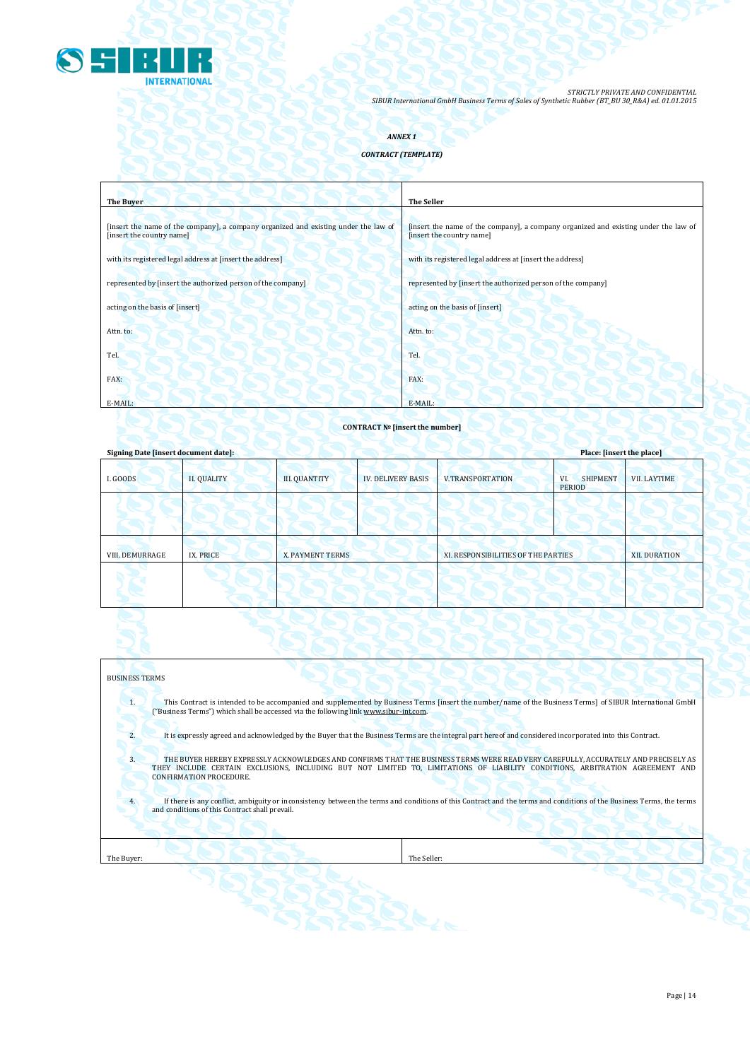*ANNEX 1*

*CONTRACT (TEMPLATE)*

| **The Buyer** | **The Seller** |
|---|---|
| [insert the name of the company], a company organized and existing under the law of [insert the country name] | [insert the name of the company], a company organized and existing under the law of [insert the country name] |
| with its registered legal address at [insert the address] | with its registered legal address at [insert the address] |
| represented by [insert the authorized person of the company] | represented by [insert the authorized person of the company] |
| acting on the basis of [insert] | acting on the basis of [insert] |
| Attn. to: | Attn. to: |
| Tel. | Tel. |
| FAX: | FAX: |
| E-MAIL: | E-MAIL: |

**CONTRACT № [insert the number]**

**Signing Date [insert document date]:** **Place: [insert the place]**

| I. GOODS | II. QUALITY | III. QUANTITY | IV. DELIVERY BASIS | V. TRANSPORTATION | VI. SHIPMENT PERIOD | VII. LAYTIME |
|---|---|---|---|---|---|---|
| | | | | | | |
| VIII. DEMURRAGE | IX. PRICE | X. PAYMENT TERMS | | XI. RESPONSIBILITIES OF THE PARTIES | | XII. DURATION |
| | | | | | | |

BUSINESS TERMS

1. This Contract is intended to be accompanied and supplemented by Business Terms [insert the number/name of the Business Terms] of SIBUR International GmbH ("Business Terms") which shall be accessed via the following link www.sibur-int.com.
2. It is expressly agreed and acknowledged by the Buyer that the Business Terms are the integral part hereof and considered incorporated into this Contract.
3. THE BUYER HEREBY EXPRESSLY ACKNOWLEDGES AND CONFIRMS THAT THE BUSINESS TERMS WERE READ VERY CAREFULLY, ACCURATELY AND PRECISELY AS THEY INCLUDE CERTAIN EXCLUSIONS, INCLUDING BUT NOT LIMITED TO, LIMITATIONS OF LIABILITY CONDITIONS, ARBITRATION AGREEMENT AND CONFIRMATION PROCEDURE.
4. If there is any conflict, ambiguity or inconsistency between the terms and conditions of this Contract and the terms and conditions of the Business Terms, the terms and conditions of this Contract shall prevail.

| The Buyer: | The Seller: |
|---|---|